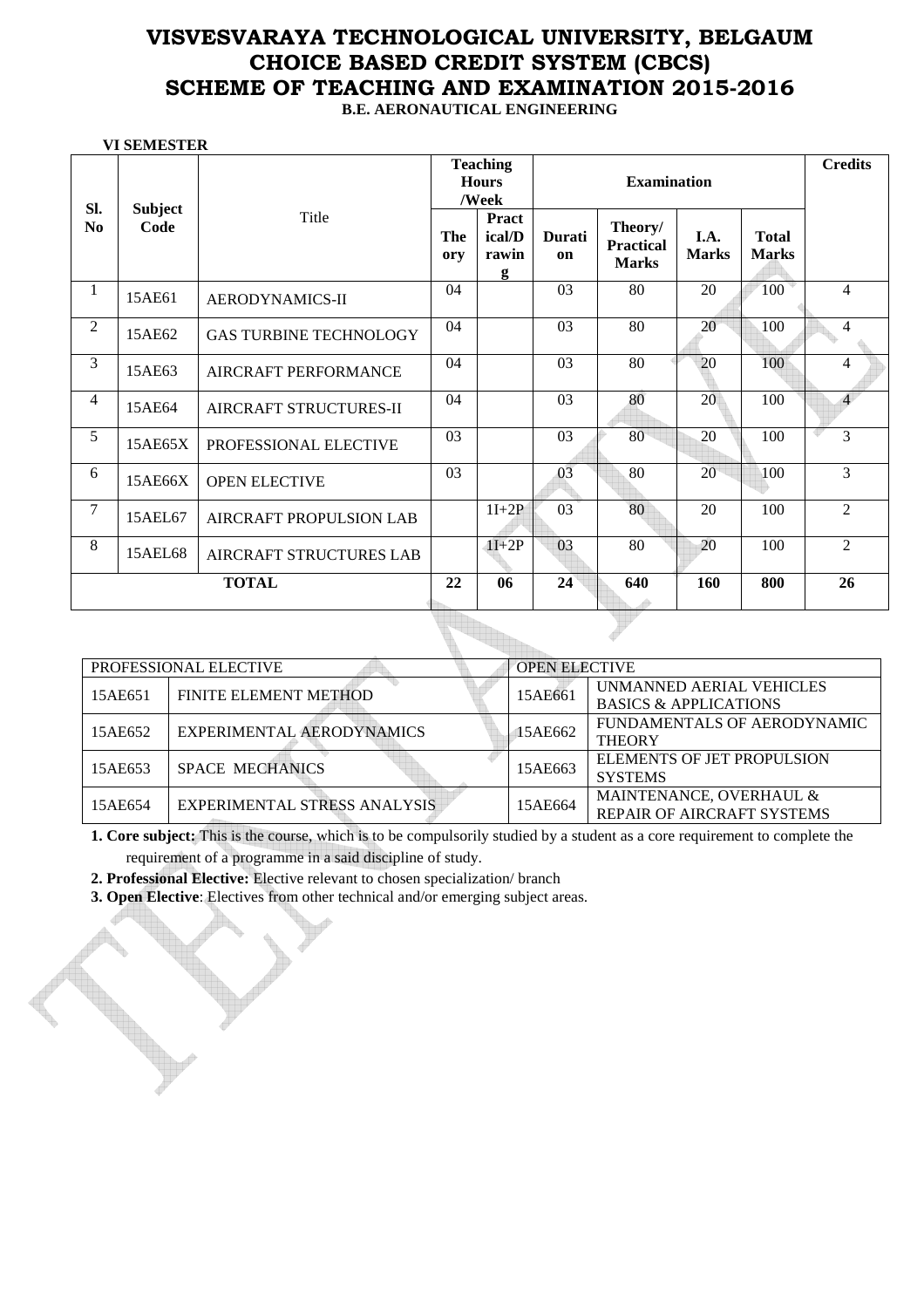# VISVESVARAYA TECHNOLOGICAL UNIVERSITY, BELGAUM
# CHOICE BASED CREDIT SYSTEM (CBCS)
# SCHEME OF TEACHING AND EXAMINATION 2015-2016

**B.E. AERONAUTICAL ENGINEERING**

**VI SEMESTER**

| Sl. No | Subject Code | Title | Teaching Hours /Week | | Examination | | | | Credits |
|---|---|---|---|---|---|---|---|---|---|
| | | | Theory | Practical/Drawing | Duration | Theory/ Practical Marks | I.A. Marks | Total Marks | |
| 1 | 15AE61 | AERODYNAMICS-II | 04 | | 03 | 80 | 20 | 100 | 4 |
| 2 | 15AE62 | GAS TURBINE TECHNOLOGY | 04 | | 03 | 80 | 20 | 100 | 4 |
| 3 | 15AE63 | AIRCRAFT PERFORMANCE | 04 | | 03 | 80 | 20 | 100 | 4 |
| 4 | 15AE64 | AIRCRAFT STRUCTURES-II | 04 | | 03 | 80 | 20 | 100 | 4 |
| 5 | 15AE65X | PROFESSIONAL ELECTIVE | 03 | | 03 | 80 | 20 | 100 | 3 |
| 6 | 15AE66X | OPEN ELECTIVE | 03 | | 03 | 80 | 20 | 100 | 3 |
| 7 | 15AEL67 | AIRCRAFT PROPULSION LAB | | 1I+2P | 03 | 80 | 20 | 100 | 2 |
| 8 | 15AEL68 | AIRCRAFT STRUCTURES LAB | | 1I+2P | 03 | 80 | 20 | 100 | 2 |
| | | **TOTAL** | **22** | **06** | **24** | **640** | **160** | **800** | **26** |

| PROFESSIONAL ELECTIVE | | OPEN ELECTIVE | |
|---|---|---|---|
| 15AE651 | FINITE ELEMENT METHOD | 15AE661 | UNMANNED AERIAL VEHICLES BASICS & APPLICATIONS |
| 15AE652 | EXPERIMENTAL AERODYNAMICS | 15AE662 | FUNDAMENTALS OF AERODYNAMIC THEORY |
| 15AE653 | SPACE MECHANICS | 15AE663 | ELEMENTS OF JET PROPULSION SYSTEMS |
| 15AE654 | EXPERIMENTAL STRESS ANALYSIS | 15AE664 | MAINTENANCE, OVERHAUL & REPAIR OF AIRCRAFT SYSTEMS |

**1. Core subject:** This is the course, which is to be compulsorily studied by a student as a core requirement to complete the requirement of a programme in a said discipline of study.

**2. Professional Elective:** Elective relevant to chosen specialization/ branch

**3. Open Elective**: Electives from other technical and/or emerging subject areas.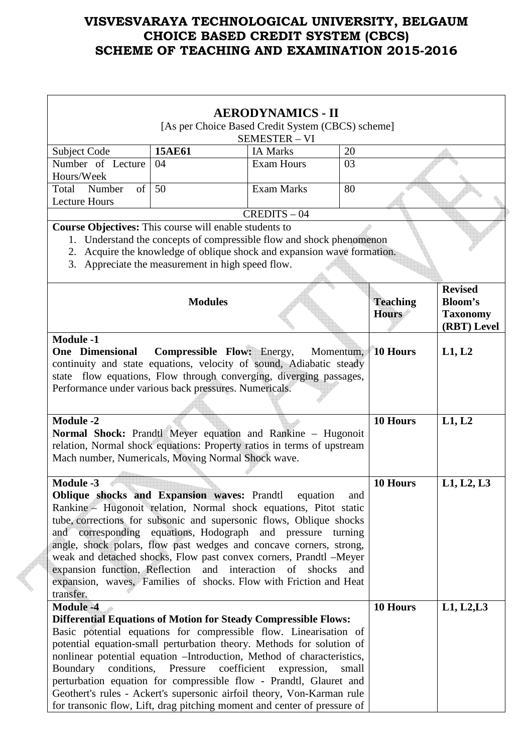# VISVESVARAYA TECHNOLOGICAL UNIVERSITY, BELGAUM
# CHOICE BASED CREDIT SYSTEM (CBCS)
# SCHEME OF TEACHING AND EXAMINATION 2015-2016

## AERODYNAMICS - II

[As per Choice Based Credit System (CBCS) scheme]

SEMESTER – VI

| Subject Code | 15AE61 | IA Marks | 20 |
|---|---|---|---|
| Number of Lecture Hours/Week | 04 | Exam Hours | 03 |
| Total Number of Lecture Hours | 50 | Exam Marks | 80 |

CREDITS – 04

**Course Objectives:** This course will enable students to

1. Understand the concepts of compressible flow and shock phenomenon
2. Acquire the knowledge of oblique shock and expansion wave formation.
3. Appreciate the measurement in high speed flow.

| Modules | Teaching Hours | Revised Bloom's Taxonomy (RBT) Level |
|---|---|---|
| **Module -1**<br>**One Dimensional Compressible Flow:** Energy, Momentum, continuity and state equations, velocity of sound, Adiabatic steady state flow equations, Flow through converging, diverging passages, Performance under various back pressures. Numericals. | 10 Hours | L1, L2 |
| **Module -2**<br>**Normal Shock:** Prandtl Meyer equation and Rankine – Hugonoit relation, Normal shock equations: Property ratios in terms of upstream Mach number, Numericals, Moving Normal Shock wave. | 10 Hours | L1, L2 |
| **Module -3**<br>**Oblique shocks and Expansion waves:** Prandtl equation and Rankine – Hugonoit relation, Normal shock equations, Pitot static tube, corrections for subsonic and supersonic flows, Oblique shocks and corresponding equations, Hodograph and pressure turning angle, shock polars, flow past wedges and concave corners, strong, weak and detached shocks, Flow past convex corners, Prandtl –Meyer expansion function, Reflection and interaction of shocks and expansion, waves, Families of shocks. Flow with Friction and Heat transfer. | 10 Hours | L1, L2, L3 |
| **Module -4**<br>**Differential Equations of Motion for Steady Compressible Flows:** Basic potential equations for compressible flow. Linearisation of potential equation-small perturbation theory. Methods for solution of nonlinear potential equation –Introduction, Method of characteristics, Boundary conditions, Pressure coefficient expression, small perturbation equation for compressible flow - Prandtl, Glauret and Geothert's rules - Ackert's supersonic airfoil theory, Von-Karman rule for transonic flow, Lift, drag pitching moment and center of pressure of | 10 Hours | L1, L2,L3 |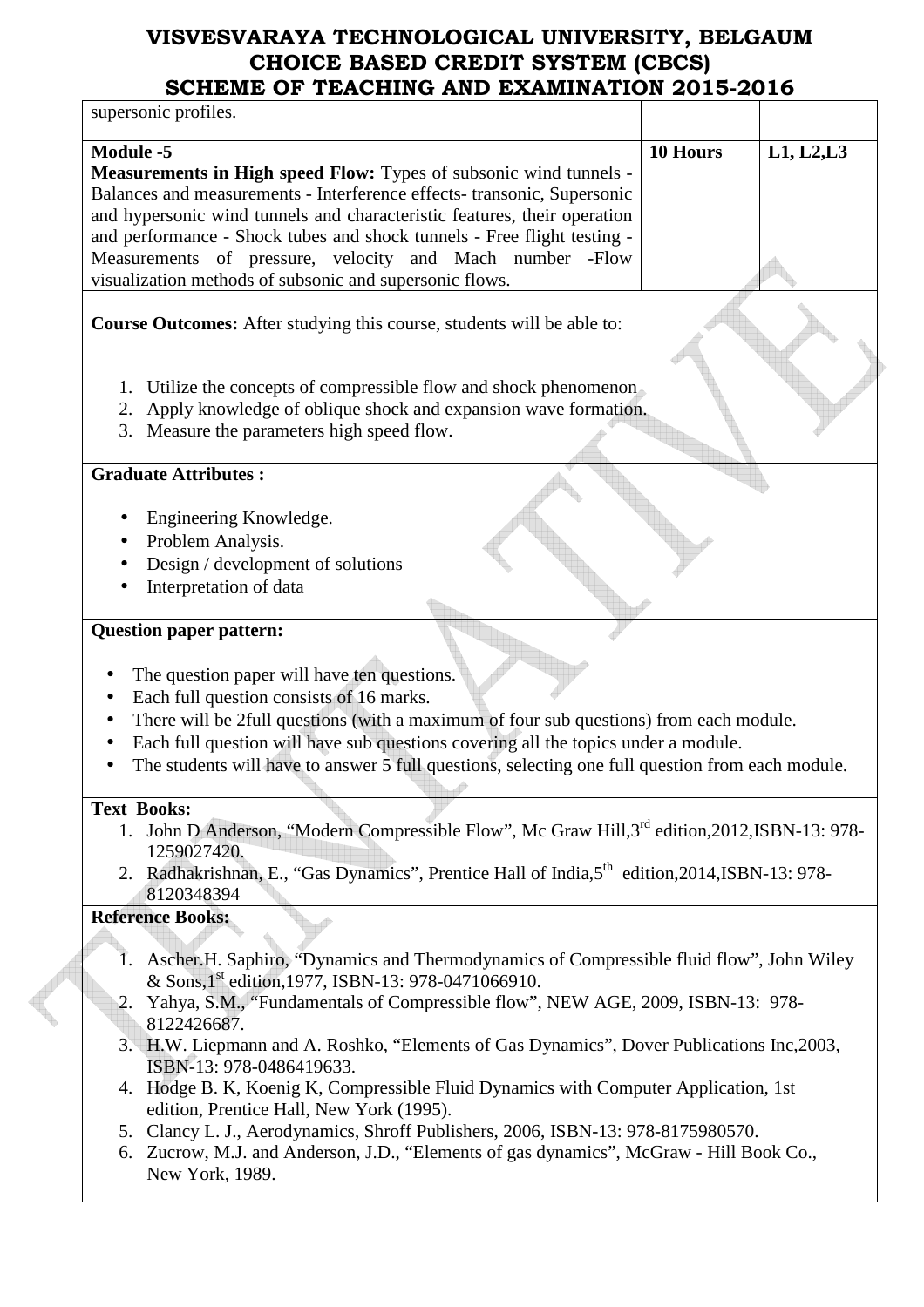| | | |
|---|---|---|
| supersonic profiles. | | |
| **Module -5**<br>**Measurements in High speed Flow:** Types of subsonic wind tunnels - Balances and measurements - Interference effects- transonic, Supersonic and hypersonic wind tunnels and characteristic features, their operation and performance - Shock tubes and shock tunnels - Free flight testing - Measurements of pressure, velocity and Mach number -Flow visualization methods of subsonic and supersonic flows. | **10 Hours** | **L1, L2,L3** |

**Course Outcomes:** After studying this course, students will be able to:

1. Utilize the concepts of compressible flow and shock phenomenon
2. Apply knowledge of oblique shock and expansion wave formation.
3. Measure the parameters high speed flow.

**Graduate Attributes :**

- Engineering Knowledge.
- Problem Analysis.
- Design / development of solutions
- Interpretation of data

**Question paper pattern:**

- The question paper will have ten questions.
- Each full question consists of 16 marks.
- There will be 2full questions (with a maximum of four sub questions) from each module.
- Each full question will have sub questions covering all the topics under a module.
- The students will have to answer 5 full questions, selecting one full question from each module.

**Text Books:**

1. John D Anderson, "Modern Compressible Flow", Mc Graw Hill,3rd edition,2012,ISBN-13: 978-1259027420.
2. Radhakrishnan, E., "Gas Dynamics", Prentice Hall of India,5th edition,2014,ISBN-13: 978-8120348394

**Reference Books:**

1. Ascher.H. Saphiro, "Dynamics and Thermodynamics of Compressible fluid flow", John Wiley & Sons,1st edition,1977, ISBN-13: 978-0471066910.
2. Yahya, S.M., "Fundamentals of Compressible flow", NEW AGE, 2009, ISBN-13: 978-8122426687.
3. H.W. Liepmann and A. Roshko, "Elements of Gas Dynamics", Dover Publications Inc,2003, ISBN-13: 978-0486419633.
4. Hodge B. K, Koenig K, Compressible Fluid Dynamics with Computer Application, 1st edition, Prentice Hall, New York (1995).
5. Clancy L. J., Aerodynamics, Shroff Publishers, 2006, ISBN-13: 978-8175980570.
6. Zucrow, M.J. and Anderson, J.D., "Elements of gas dynamics", McGraw - Hill Book Co., New York, 1989.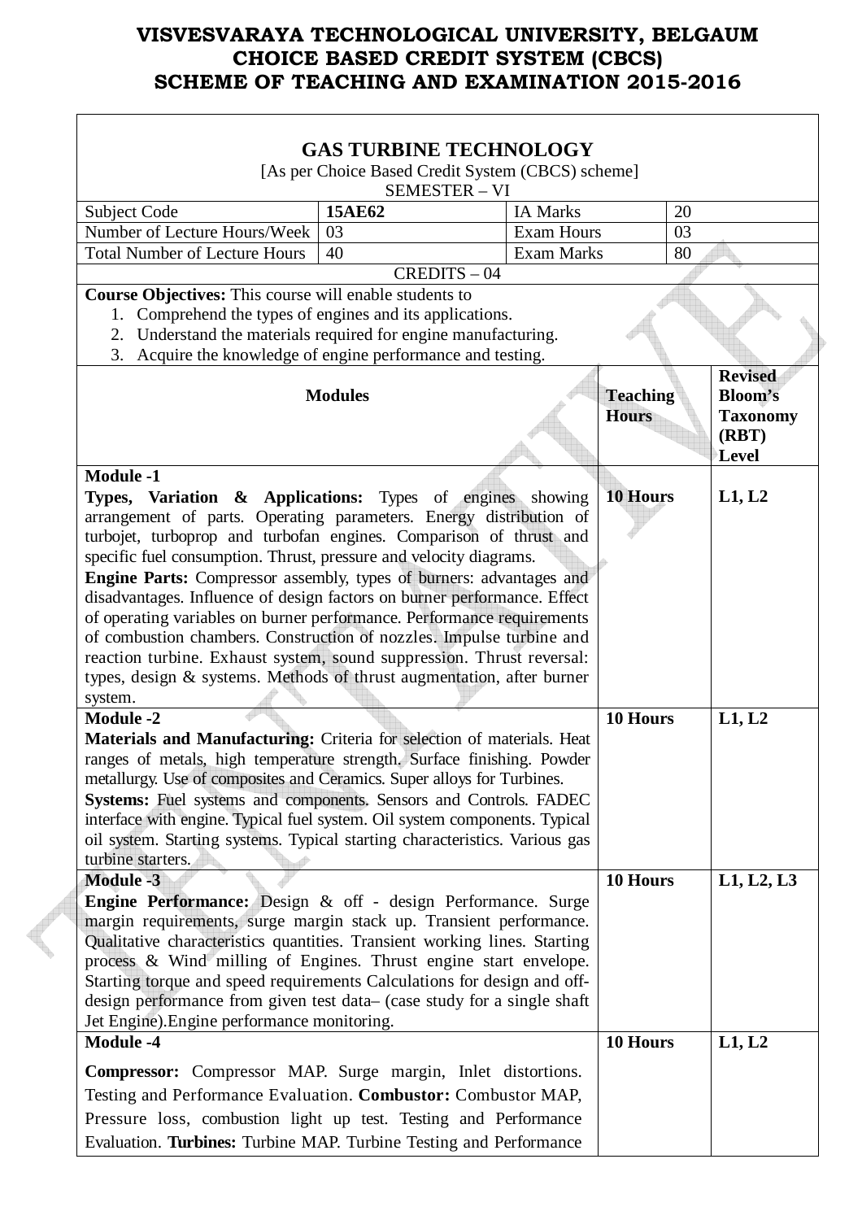# VISVESVARAYA TECHNOLOGICAL UNIVERSITY, BELGAUM
# CHOICE BASED CREDIT SYSTEM (CBCS)
# SCHEME OF TEACHING AND EXAMINATION 2015-2016

## GAS TURBINE TECHNOLOGY

[As per Choice Based Credit System (CBCS) scheme]

SEMESTER – VI

| Subject Code | 15AE62 | IA Marks | 20 |
|---|---|---|---|
| Number of Lecture Hours/Week | 03 | Exam Hours | 03 |
| Total Number of Lecture Hours | 40 | Exam Marks | 80 |

CREDITS – 04

**Course Objectives:** This course will enable students to

1. Comprehend the types of engines and its applications.
2. Understand the materials required for engine manufacturing.
3. Acquire the knowledge of engine performance and testing.

| Modules | Teaching Hours | Revised Bloom's Taxonomy (RBT) Level |
|---|---|---|
| **Module -1**<br>**Types, Variation & Applications:** Types of engines showing arrangement of parts. Operating parameters. Energy distribution of turbojet, turboprop and turbofan engines. Comparison of thrust and specific fuel consumption. Thrust, pressure and velocity diagrams.<br>**Engine Parts:** Compressor assembly, types of burners: advantages and disadvantages. Influence of design factors on burner performance. Effect of operating variables on burner performance. Performance requirements of combustion chambers. Construction of nozzles. Impulse turbine and reaction turbine. Exhaust system, sound suppression. Thrust reversal: types, design & systems. Methods of thrust augmentation, after burner system. | 10 Hours | L1, L2 |
| **Module -2**<br>**Materials and Manufacturing:** Criteria for selection of materials. Heat ranges of metals, high temperature strength. Surface finishing. Powder metallurgy. Use of composites and Ceramics. Super alloys for Turbines.<br>**Systems:** Fuel systems and components. Sensors and Controls. FADEC interface with engine. Typical fuel system. Oil system components. Typical oil system. Starting systems. Typical starting characteristics. Various gas turbine starters. | 10 Hours | L1, L2 |
| **Module -3**<br>**Engine Performance:** Design & off - design Performance. Surge margin requirements, surge margin stack up. Transient performance. Qualitative characteristics quantities. Transient working lines. Starting process & Wind milling of Engines. Thrust engine start envelope. Starting torque and speed requirements Calculations for design and off-design performance from given test data– (case study for a single shaft Jet Engine).Engine performance monitoring. | 10 Hours | L1, L2, L3 |
| **Module -4**<br>**Compressor:** Compressor MAP. Surge margin, Inlet distortions. Testing and Performance Evaluation. **Combustor:** Combustor MAP, Pressure loss, combustion light up test. Testing and Performance Evaluation. **Turbines:** Turbine MAP. Turbine Testing and Performance | 10 Hours | L1, L2 |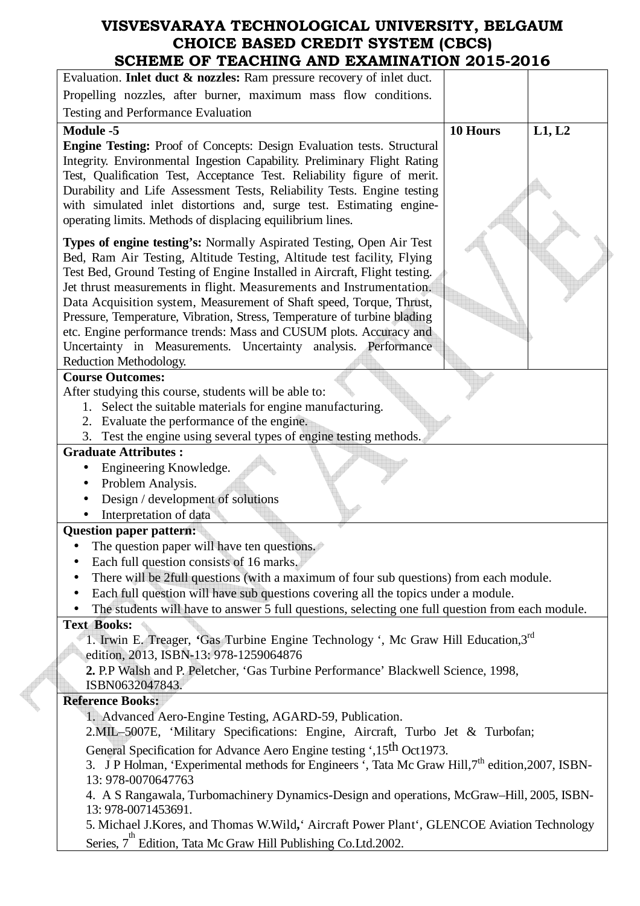| | | |
|---|---|---|
| Evaluation. **Inlet duct & nozzles:** Ram pressure recovery of inlet duct. Propelling nozzles, after burner, maximum mass flow conditions. Testing and Performance Evaluation | | |
| **Module -5**<br>**Engine Testing:** Proof of Concepts: Design Evaluation tests. Structural Integrity. Environmental Ingestion Capability. Preliminary Flight Rating Test, Qualification Test, Acceptance Test. Reliability figure of merit. Durability and Life Assessment Tests, Reliability Tests. Engine testing with simulated inlet distortions and, surge test. Estimating engine-operating limits. Methods of displacing equilibrium lines.<br>**Types of engine testing's:** Normally Aspirated Testing, Open Air Test Bed, Ram Air Testing, Altitude Testing, Altitude test facility, Flying Test Bed, Ground Testing of Engine Installed in Aircraft, Flight testing. Jet thrust measurements in flight. Measurements and Instrumentation. Data Acquisition system, Measurement of Shaft speed, Torque, Thrust, Pressure, Temperature, Vibration, Stress, Temperature of turbine blading etc. Engine performance trends: Mass and CUSUM plots. Accuracy and Uncertainty in Measurements. Uncertainty analysis. Performance Reduction Methodology. | **10 Hours** | **L1, L2** |

**Course Outcomes:**

After studying this course, students will be able to:

1. Select the suitable materials for engine manufacturing.
2. Evaluate the performance of the engine.
3. Test the engine using several types of engine testing methods.

**Graduate Attributes :**

- Engineering Knowledge.
- Problem Analysis.
- Design / development of solutions
- Interpretation of data

**Question paper pattern:**

- The question paper will have ten questions.
- Each full question consists of 16 marks.
- There will be 2full questions (with a maximum of four sub questions) from each module.
- Each full question will have sub questions covering all the topics under a module.
- The students will have to answer 5 full questions, selecting one full question from each module.

**Text Books:**

1. Irwin E. Treager, **'**Gas Turbine Engine Technology ', Mc Graw Hill Education,3rd edition, 2013, ISBN-13: 978-1259064876

**2.** P.P Walsh and P. Peletcher, 'Gas Turbine Performance' Blackwell Science, 1998, ISBN0632047843.

**Reference Books:**

1. Advanced Aero-Engine Testing, AGARD-59, Publication.

2.MIL–5007E, 'Military Specifications: Engine, Aircraft, Turbo Jet & Turbofan; General Specification for Advance Aero Engine testing ',15th Oct1973.

3. J P Holman, 'Experimental methods for Engineers ', Tata Mc Graw Hill,7th edition,2007, ISBN-13: 978-0070647763

4. A S Rangawala, Turbomachinery Dynamics-Design and operations, McGraw–Hill, 2005, ISBN-13: 978-0071453691.

5. Michael J.Kores, and Thomas W.Wild**,**' Aircraft Power Plant', GLENCOE Aviation Technology Series, 7th Edition, Tata Mc Graw Hill Publishing Co.Ltd.2002.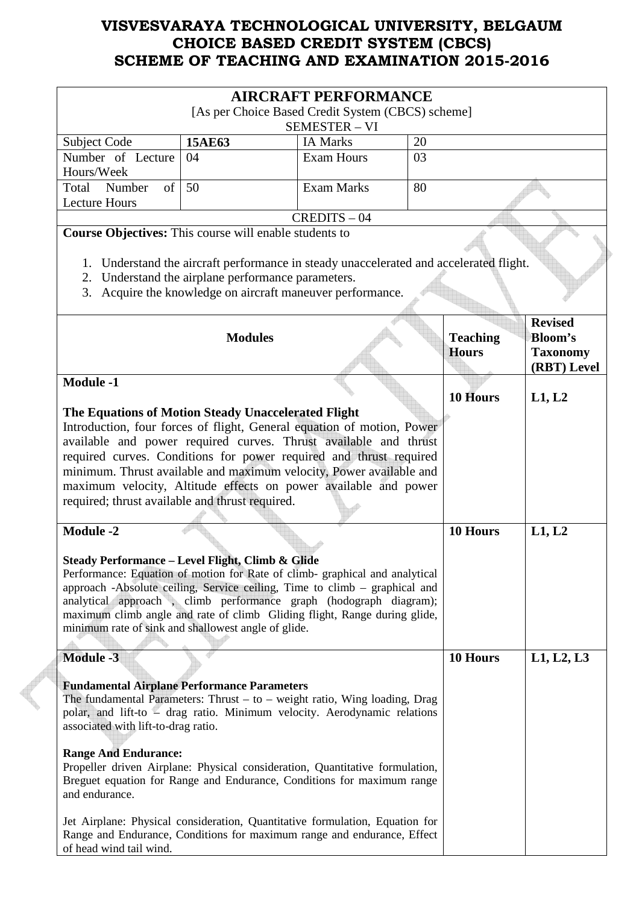# VISVESVARAYA TECHNOLOGICAL UNIVERSITY, BELGAUM
## CHOICE BASED CREDIT SYSTEM (CBCS)
## SCHEME OF TEACHING AND EXAMINATION 2015-2016

### AIRCRAFT PERFORMANCE

[As per Choice Based Credit System (CBCS) scheme]

SEMESTER – VI

| Subject Code | **15AE63** | IA Marks | 20 |
|---|---|---|---|
| Number of Lecture Hours/Week | 04 | Exam Hours | 03 |
| Total Number of Lecture Hours | 50 | Exam Marks | 80 |

CREDITS – 04

**Course Objectives:** This course will enable students to

1. Understand the aircraft performance in steady unaccelerated and accelerated flight.
2. Understand the airplane performance parameters.
3. Acquire the knowledge on aircraft maneuver performance.

| Modules | Teaching Hours | Revised Bloom's Taxonomy (RBT) Level |
|---|---|---|
| **Module -1**<br><br>**The Equations of Motion Steady Unaccelerated Flight**<br>Introduction, four forces of flight, General equation of motion, Power available and power required curves. Thrust available and thrust required curves. Conditions for power required and thrust required minimum. Thrust available and maximum velocity, Power available and maximum velocity, Altitude effects on power available and power required; thrust available and thrust required. | **10 Hours** | **L1, L2** |
| **Module -2**<br><br>**Steady Performance – Level Flight, Climb & Glide**<br>Performance: Equation of motion for Rate of climb- graphical and analytical approach -Absolute ceiling, Service ceiling, Time to climb – graphical and analytical approach , climb performance graph (hodograph diagram); maximum climb angle and rate of climb Gliding flight, Range during glide, minimum rate of sink and shallowest angle of glide. | **10 Hours** | **L1, L2** |
| **Module -3**<br><br>**Fundamental Airplane Performance Parameters**<br>The fundamental Parameters: Thrust – to – weight ratio, Wing loading, Drag polar, and lift-to – drag ratio. Minimum velocity. Aerodynamic relations associated with lift-to-drag ratio.<br><br>**Range And Endurance:**<br>Propeller driven Airplane: Physical consideration, Quantitative formulation, Breguet equation for Range and Endurance, Conditions for maximum range and endurance.<br><br>Jet Airplane: Physical consideration, Quantitative formulation, Equation for Range and Endurance, Conditions for maximum range and endurance, Effect of head wind tail wind. | **10 Hours** | **L1, L2, L3** |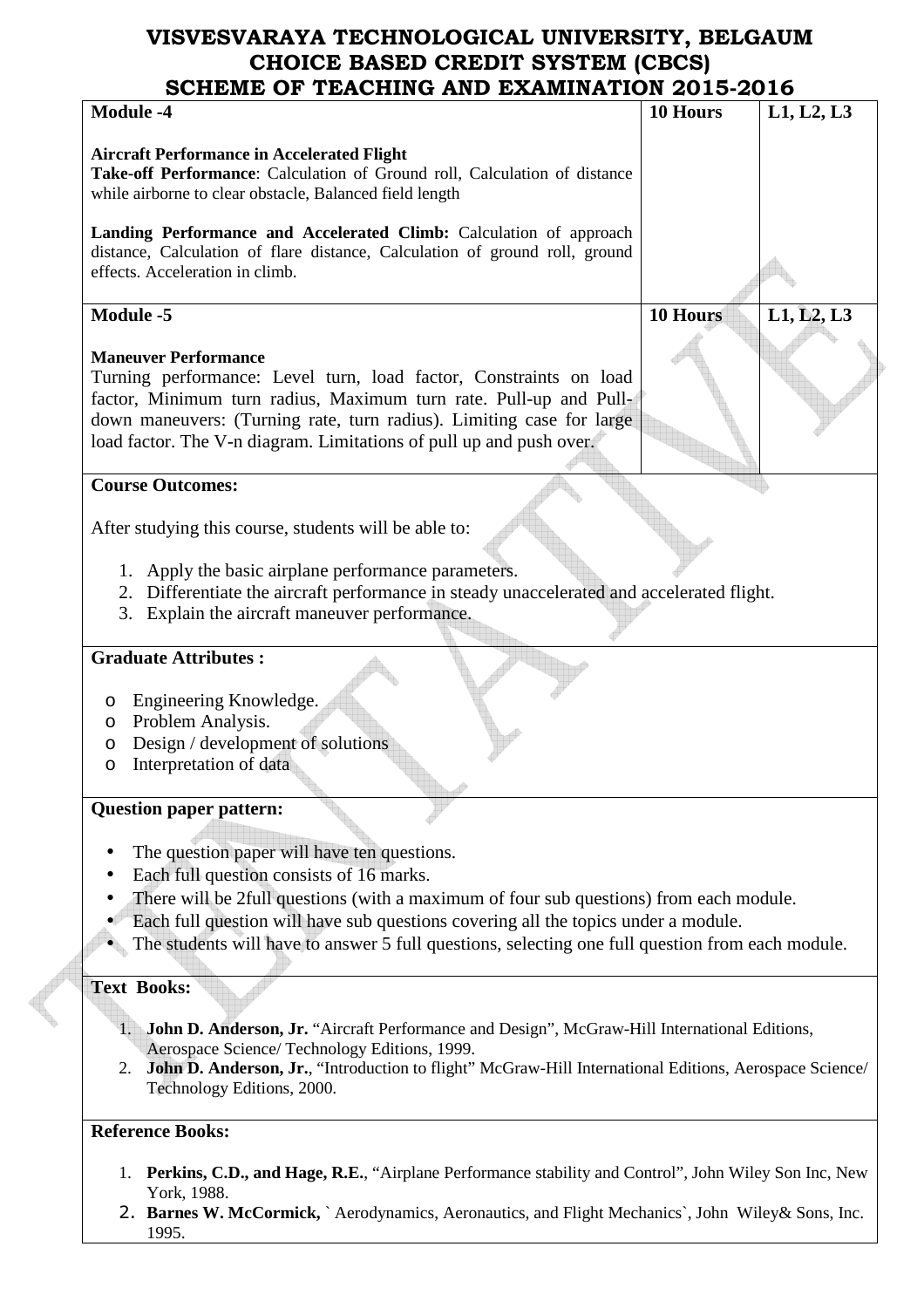# VISVESVARAYA TECHNOLOGICAL UNIVERSITY, BELGAUM
## CHOICE BASED CREDIT SYSTEM (CBCS)
## SCHEME OF TEACHING AND EXAMINATION 2015-2016

| **Module -4**<br><br>**Aircraft Performance in Accelerated Flight**<br>**Take-off Performance**: Calculation of Ground roll, Calculation of distance while airborne to clear obstacle, Balanced field length<br><br>**Landing Performance and Accelerated Climb:** Calculation of approach distance, Calculation of flare distance, Calculation of ground roll, ground effects. Acceleration in climb. | **10 Hours** | **L1, L2, L3** |
|---|---|---|
| **Module -5**<br><br>**Maneuver Performance**<br>Turning performance: Level turn, load factor, Constraints on load factor, Minimum turn radius, Maximum turn rate. Pull-up and Pull-down maneuvers: (Turning rate, turn radius). Limiting case for large load factor. The V-n diagram. Limitations of pull up and push over. | **10 Hours** | **L1, L2, L3** |

**Course Outcomes:**

After studying this course, students will be able to:

1. Apply the basic airplane performance parameters.
2. Differentiate the aircraft performance in steady unaccelerated and accelerated flight.
3. Explain the aircraft maneuver performance.

**Graduate Attributes :**

- Engineering Knowledge.
- Problem Analysis.
- Design / development of solutions
- Interpretation of data

**Question paper pattern:**

- The question paper will have ten questions.
- Each full question consists of 16 marks.
- There will be 2full questions (with a maximum of four sub questions) from each module.
- Each full question will have sub questions covering all the topics under a module.
- The students will have to answer 5 full questions, selecting one full question from each module.

**Text Books:**

1. **John D. Anderson, Jr.** "Aircraft Performance and Design", McGraw-Hill International Editions, Aerospace Science/ Technology Editions, 1999.
2. **John D. Anderson, Jr.**, "Introduction to flight" McGraw-Hill International Editions, Aerospace Science/ Technology Editions, 2000.

**Reference Books:**

1. **Perkins, C.D., and Hage, R.E.**, "Airplane Performance stability and Control", John Wiley Son Inc, New York, 1988.
2. **Barnes W. McCormick,** ` Aerodynamics, Aeronautics, and Flight Mechanics`, John Wiley& Sons, Inc. 1995.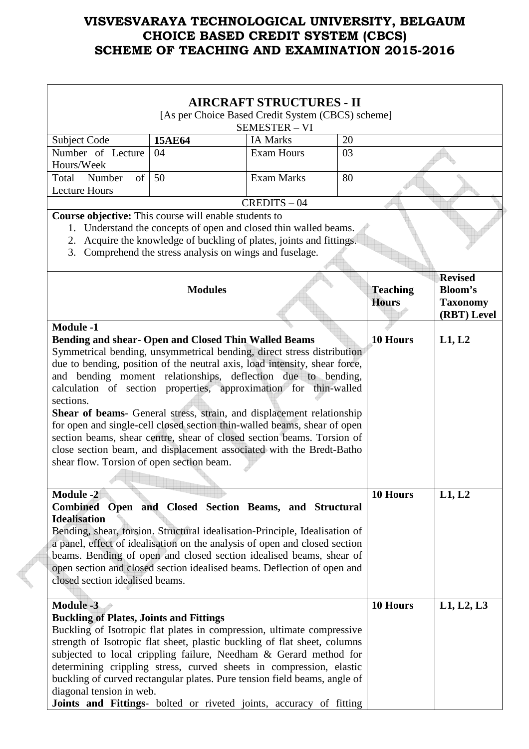# VISVESVARAYA TECHNOLOGICAL UNIVERSITY, BELGAUM
# CHOICE BASED CREDIT SYSTEM (CBCS)
# SCHEME OF TEACHING AND EXAMINATION 2015-2016

## AIRCRAFT STRUCTURES - II

[As per Choice Based Credit System (CBCS) scheme]

SEMESTER – VI

| Subject Code | 15AE64 | IA Marks | 20 |
|---|---|---|---|
| Number of Lecture Hours/Week | 04 | Exam Hours | 03 |
| Total Number of Lecture Hours | 50 | Exam Marks | 80 |

CREDITS – 04

**Course objective:** This course will enable students to

1. Understand the concepts of open and closed thin walled beams.
2. Acquire the knowledge of buckling of plates, joints and fittings.
3. Comprehend the stress analysis on wings and fuselage.

| Modules | Teaching Hours | Revised Bloom's Taxonomy (RBT) Level |
|---|---|---|
| **Module -1**<br>**Bending and shear- Open and Closed Thin Walled Beams**<br>Symmetrical bending, unsymmetrical bending, direct stress distribution due to bending, position of the neutral axis, load intensity, shear force, and bending moment relationships, deflection due to bending, calculation of section properties, approximation for thin-walled sections.<br>**Shear of beams**- General stress, strain, and displacement relationship for open and single-cell closed section thin-walled beams, shear of open section beams, shear centre, shear of closed section beams. Torsion of close section beam, and displacement associated with the Bredt-Batho shear flow. Torsion of open section beam. | 10 Hours | L1, L2 |
| **Module -2**<br>**Combined Open and Closed Section Beams, and Structural Idealisation**<br>Bending, shear, torsion. Structural idealisation-Principle, Idealisation of a panel, effect of idealisation on the analysis of open and closed section beams. Bending of open and closed section idealised beams, shear of open section and closed section idealised beams. Deflection of open and closed section idealised beams. | 10 Hours | L1, L2 |
| **Module -3**<br>**Buckling of Plates, Joints and Fittings**<br>Buckling of Isotropic flat plates in compression, ultimate compressive strength of Isotropic flat sheet, plastic buckling of flat sheet, columns subjected to local crippling failure, Needham & Gerard method for determining crippling stress, curved sheets in compression, elastic buckling of curved rectangular plates. Pure tension field beams, angle of diagonal tension in web.<br>**Joints and Fittings**- bolted or riveted joints, accuracy of fitting | 10 Hours | L1, L2, L3 |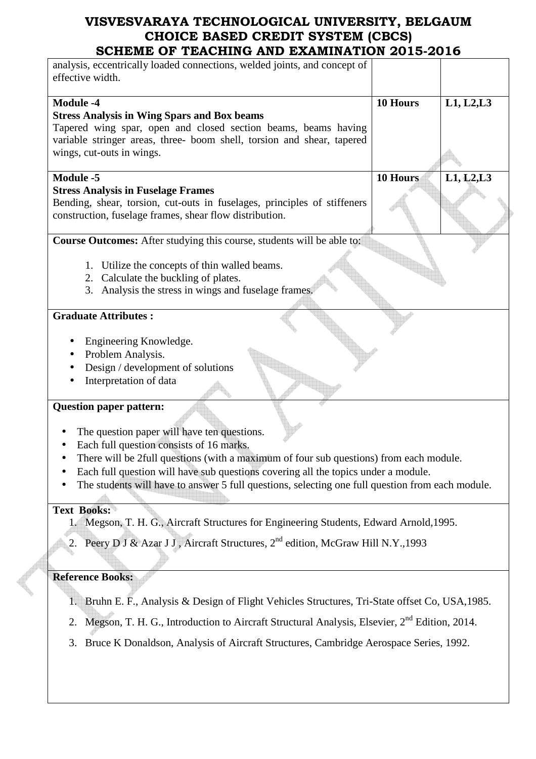| | | |
|---|---|---|
| analysis, eccentrically loaded connections, welded joints, and concept of effective width. | | |
| **Module -4**<br>**Stress Analysis in Wing Spars and Box beams**<br>Tapered wing spar, open and closed section beams, beams having variable stringer areas, three- boom shell, torsion and shear, tapered wings, cut-outs in wings. | **10 Hours** | **L1, L2,L3** |
| **Module -5**<br>**Stress Analysis in Fuselage Frames**<br>Bending, shear, torsion, cut-outs in fuselages, principles of stiffeners construction, fuselage frames, shear flow distribution. | **10 Hours** | **L1, L2,L3** |

**Course Outcomes:** After studying this course, students will be able to:

1. Utilize the concepts of thin walled beams.
2. Calculate the buckling of plates.
3. Analysis the stress in wings and fuselage frames.

**Graduate Attributes :**

- Engineering Knowledge.
- Problem Analysis.
- Design / development of solutions
- Interpretation of data

**Question paper pattern:**

- The question paper will have ten questions.
- Each full question consists of 16 marks.
- There will be 2full questions (with a maximum of four sub questions) from each module.
- Each full question will have sub questions covering all the topics under a module.
- The students will have to answer 5 full questions, selecting one full question from each module.

**Text Books:**

1. Megson, T. H. G., Aircraft Structures for Engineering Students, Edward Arnold,1995.
2. Peery D J & Azar J J , Aircraft Structures, 2nd edition, McGraw Hill N.Y.,1993

**Reference Books:**

1. Bruhn E. F., Analysis & Design of Flight Vehicles Structures, Tri-State offset Co, USA,1985.
2. Megson, T. H. G., Introduction to Aircraft Structural Analysis, Elsevier, 2nd Edition, 2014.
3. Bruce K Donaldson, Analysis of Aircraft Structures, Cambridge Aerospace Series, 1992.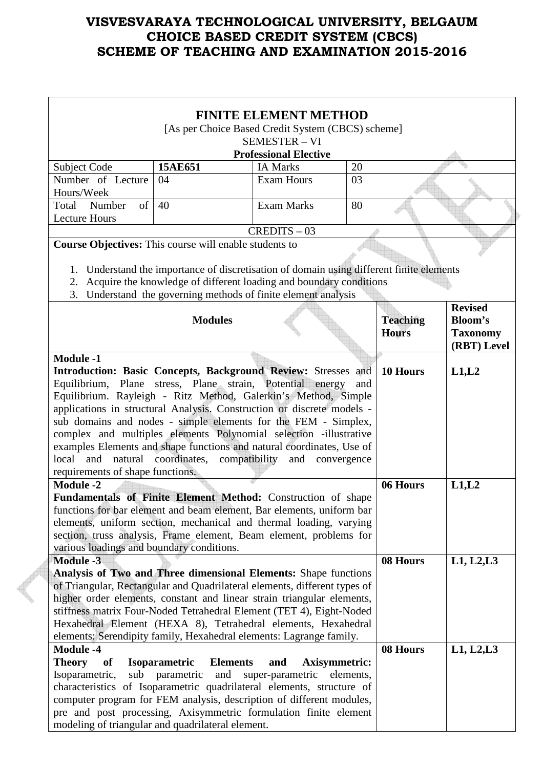# VISVESVARAYA TECHNOLOGICAL UNIVERSITY, BELGAUM
# CHOICE BASED CREDIT SYSTEM (CBCS)
# SCHEME OF TEACHING AND EXAMINATION 2015-2016

## FINITE ELEMENT METHOD

[As per Choice Based Credit System (CBCS) scheme]

SEMESTER – VI

**Professional Elective**

| Subject Code | **15AE651** | IA Marks | 20 |
|---|---|---|---|
| Number of Lecture Hours/Week | 04 | Exam Hours | 03 |
| Total Number of Lecture Hours | 40 | Exam Marks | 80 |

CREDITS – 03

**Course Objectives:** This course will enable students to

1. Understand the importance of discretisation of domain using different finite elements
2. Acquire the knowledge of different loading and boundary conditions
3. Understand the governing methods of finite element analysis

| Modules | Teaching Hours | Revised Bloom's Taxonomy (RBT) Level |
|---|---|---|
| **Module -1**<br>**Introduction: Basic Concepts, Background Review:** Stresses and Equilibrium, Plane stress, Plane strain, Potential energy and Equilibrium. Rayleigh - Ritz Method, Galerkin's Method, Simple applications in structural Analysis. Construction or discrete models - sub domains and nodes - simple elements for the FEM - Simplex, complex and multiples elements Polynomial selection -illustrative examples Elements and shape functions and natural coordinates, Use of local and natural coordinates, compatibility and convergence requirements of shape functions. | **10 Hours** | **L1,L2** |
| **Module -2**<br>**Fundamentals of Finite Element Method:** Construction of shape functions for bar element and beam element, Bar elements, uniform bar elements, uniform section, mechanical and thermal loading, varying section, truss analysis, Frame element, Beam element, problems for various loadings and boundary conditions. | **06 Hours** | **L1,L2** |
| **Module -3**<br>**Analysis of Two and Three dimensional Elements:** Shape functions of Triangular, Rectangular and Quadrilateral elements, different types of higher order elements, constant and linear strain triangular elements, stiffness matrix Four-Noded Tetrahedral Element (TET 4), Eight-Noded Hexahedral Element (HEXA 8), Tetrahedral elements, Hexahedral elements: Serendipity family, Hexahedral elements: Lagrange family. | **08 Hours** | **L1, L2,L3** |
| **Module -4**<br>**Theory of Isoparametric Elements and Axisymmetric:** Isoparametric, sub parametric and super-parametric elements, characteristics of Isoparametric quadrilateral elements, structure of computer program for FEM analysis, description of different modules, pre and post processing, Axisymmetric formulation finite element modeling of triangular and quadrilateral element. | **08 Hours** | **L1, L2,L3** |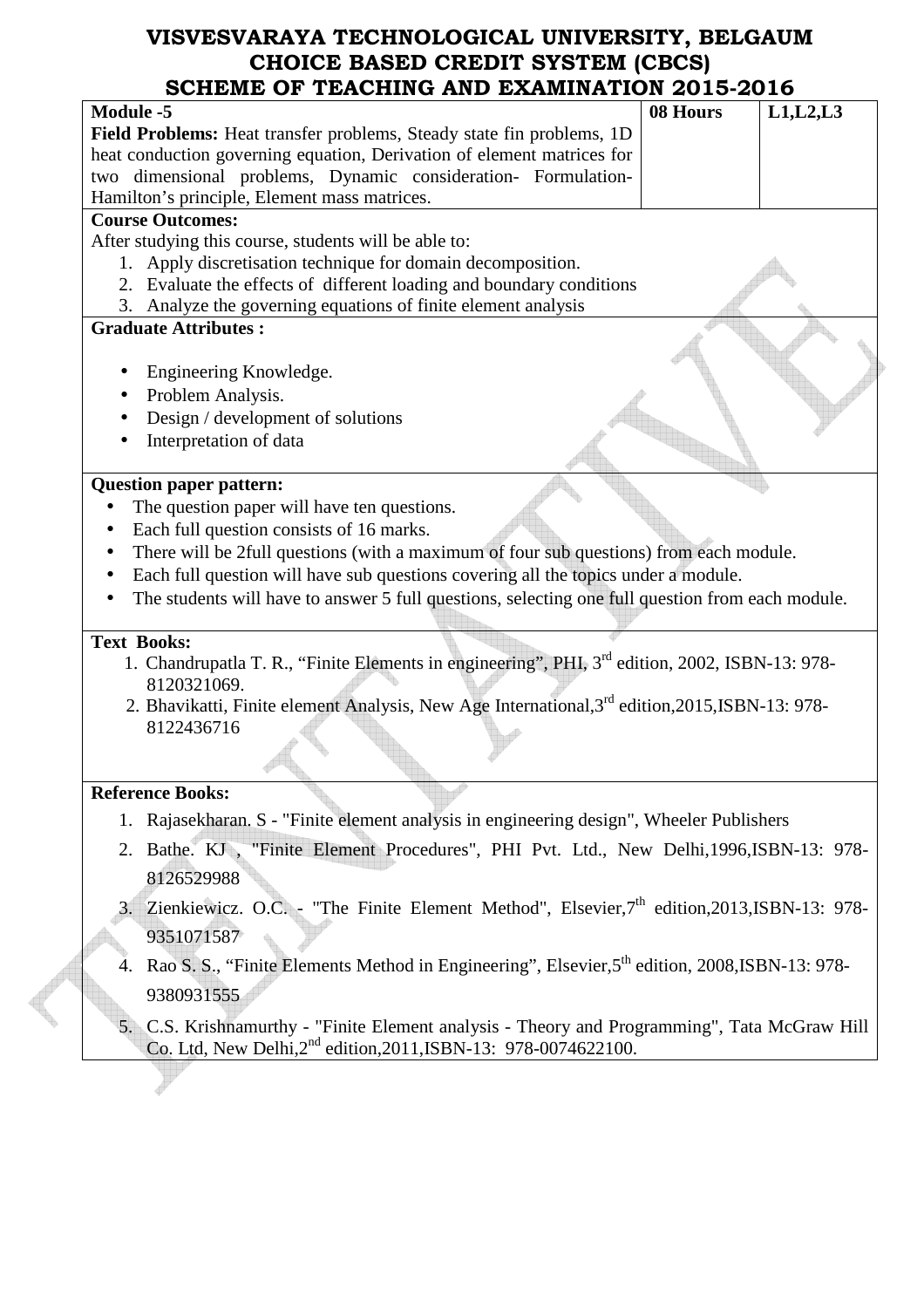# VISVESVARAYA TECHNOLOGICAL UNIVERSITY, BELGAUM
## CHOICE BASED CREDIT SYSTEM (CBCS)
## SCHEME OF TEACHING AND EXAMINATION 2015-2016

| **Module -5**<br>**Field Problems:** Heat transfer problems, Steady state fin problems, 1D heat conduction governing equation, Derivation of element matrices for two dimensional problems, Dynamic consideration- Formulation- Hamilton's principle, Element mass matrices. | **08 Hours** | **L1,L2,L3** |
|---|---|---|

**Course Outcomes:**

After studying this course, students will be able to:

1. Apply discretisation technique for domain decomposition.
2. Evaluate the effects of different loading and boundary conditions
3. Analyze the governing equations of finite element analysis

**Graduate Attributes :**

- Engineering Knowledge.
- Problem Analysis.
- Design / development of solutions
- Interpretation of data

**Question paper pattern:**

- The question paper will have ten questions.
- Each full question consists of 16 marks.
- There will be 2full questions (with a maximum of four sub questions) from each module.
- Each full question will have sub questions covering all the topics under a module.
- The students will have to answer 5 full questions, selecting one full question from each module.

**Text Books:**

1. Chandrupatla T. R., "Finite Elements in engineering", PHI, 3rd edition, 2002, ISBN-13: 978-8120321069.
2. Bhavikatti, Finite element Analysis, New Age International,3rd edition,2015,ISBN-13: 978-8122436716

**Reference Books:**

1. Rajasekharan. S - "Finite element analysis in engineering design", Wheeler Publishers
2. Bathe. KJ , "Finite Element Procedures", PHI Pvt. Ltd., New Delhi,1996,ISBN-13: 978-8126529988
3. Zienkiewicz. O.C. - "The Finite Element Method", Elsevier,7th edition,2013,ISBN-13: 978-9351071587
4. Rao S. S., "Finite Elements Method in Engineering", Elsevier,5th edition, 2008,ISBN-13: 978-9380931555
5. C.S. Krishnamurthy - "Finite Element analysis - Theory and Programming", Tata McGraw Hill Co. Ltd, New Delhi,2nd edition,2011,ISBN-13: 978-0074622100.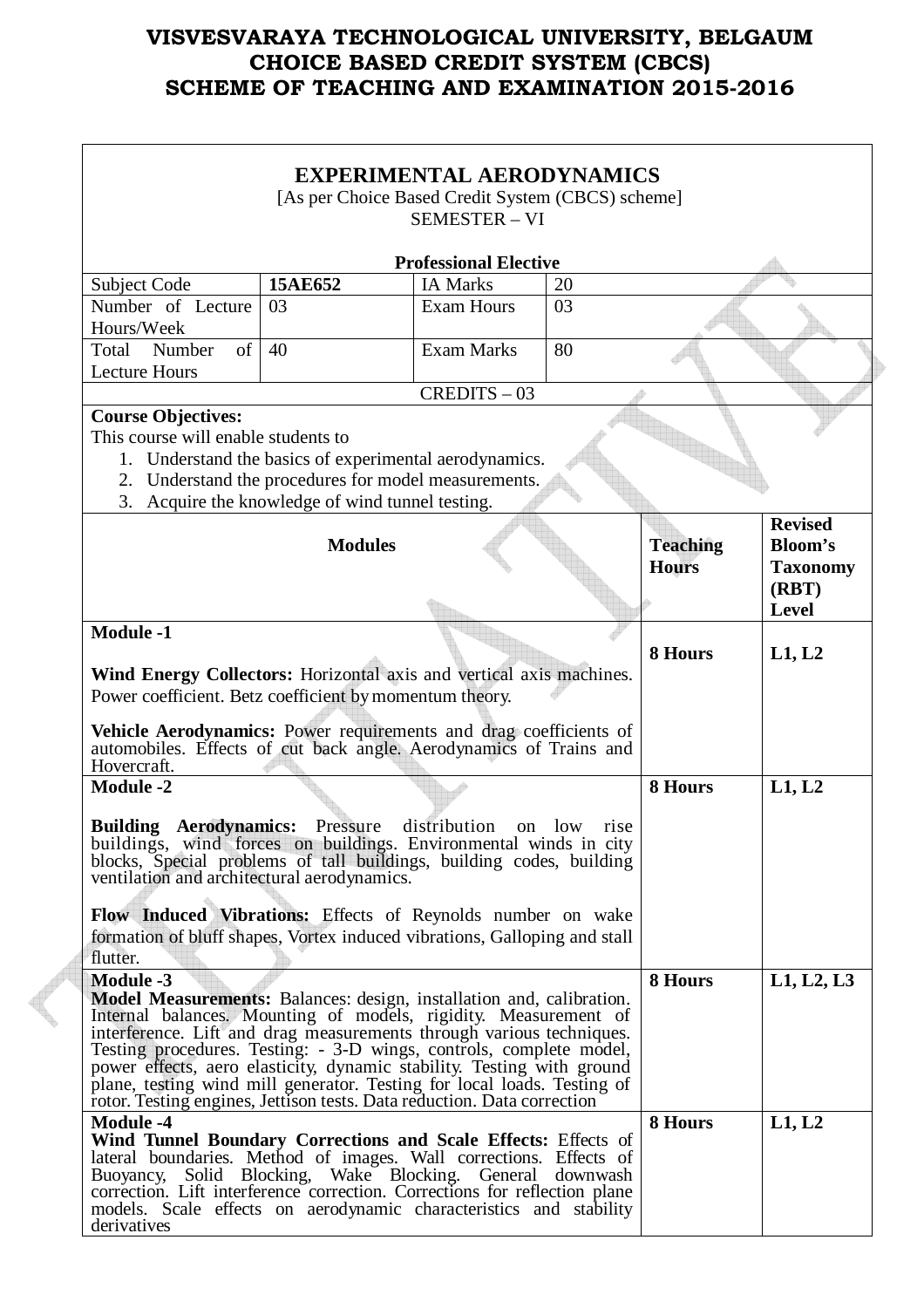# VISVESVARAYA TECHNOLOGICAL UNIVERSITY, BELGAUM
# CHOICE BASED CREDIT SYSTEM (CBCS)
# SCHEME OF TEACHING AND EXAMINATION 2015-2016

## EXPERIMENTAL AERODYNAMICS

[As per Choice Based Credit System (CBCS) scheme]
SEMESTER – VI

**Professional Elective**

| Subject Code | **15AE652** | IA Marks | 20 |
|---|---|---|---|
| Number of Lecture Hours/Week | 03 | Exam Hours | 03 |
| Total Number of Lecture Hours | 40 | Exam Marks | 80 |

CREDITS – 03

**Course Objectives:**
This course will enable students to

1. Understand the basics of experimental aerodynamics.
2. Understand the procedures for model measurements.
3. Acquire the knowledge of wind tunnel testing.

| **Modules** | **Teaching Hours** | **Revised Bloom's Taxonomy (RBT) Level** |
|---|---|---|
| **Module -1**<br><br>**Wind Energy Collectors:** Horizontal axis and vertical axis machines. Power coefficient. Betz coefficient by momentum theory.<br><br>**Vehicle Aerodynamics:** Power requirements and drag coefficients of automobiles. Effects of cut back angle. Aerodynamics of Trains and Hovercraft. | **8 Hours** | **L1, L2** |
| **Module -2**<br><br>**Building Aerodynamics:** Pressure distribution on low rise buildings, wind forces on buildings. Environmental winds in city blocks, Special problems of tall buildings, building codes, building ventilation and architectural aerodynamics.<br><br>**Flow Induced Vibrations:** Effects of Reynolds number on wake formation of bluff shapes, Vortex induced vibrations, Galloping and stall flutter. | **8 Hours** | **L1, L2** |
| **Module -3**<br>**Model Measurements:** Balances: design, installation and, calibration. Internal balances. Mounting of models, rigidity. Measurement of interference. Lift and drag measurements through various techniques. Testing procedures. Testing: - 3-D wings, controls, complete model, power effects, aero elasticity, dynamic stability. Testing with ground plane, testing wind mill generator. Testing for local loads. Testing of rotor. Testing engines, Jettison tests. Data reduction. Data correction | **8 Hours** | **L1, L2, L3** |
| **Module -4**<br>**Wind Tunnel Boundary Corrections and Scale Effects:** Effects of lateral boundaries. Method of images. Wall corrections. Effects of Buoyancy, Solid Blocking, Wake Blocking. General downwash correction. Lift interference correction. Corrections for reflection plane models. Scale effects on aerodynamic characteristics and stability derivatives | **8 Hours** | **L1, L2** |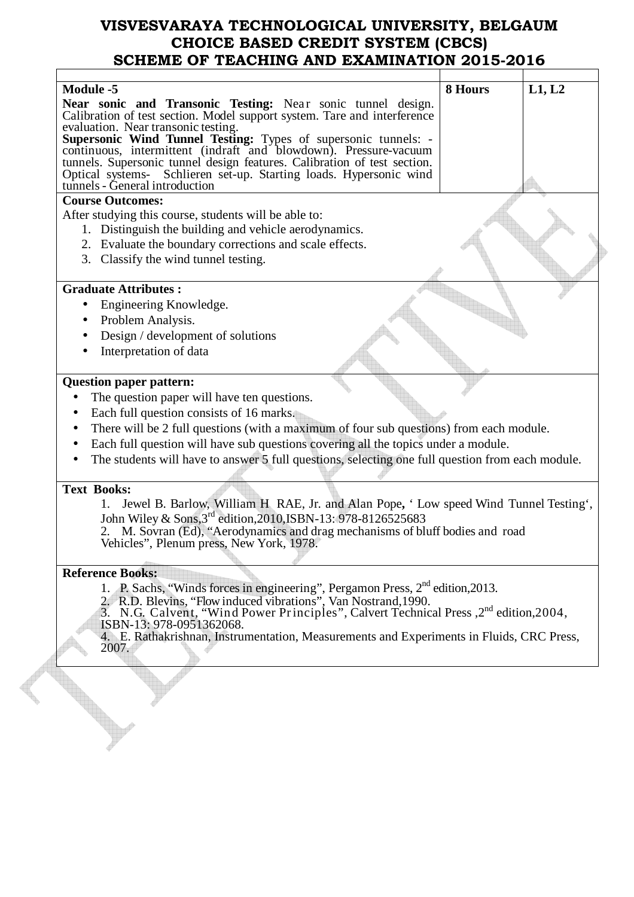# VISVESVARAYA TECHNOLOGICAL UNIVERSITY, BELGAUM
# CHOICE BASED CREDIT SYSTEM (CBCS)
# SCHEME OF TEACHING AND EXAMINATION 2015-2016

| | | |
|---|---|---|
| **Module -5**<br>**Near sonic and Transonic Testing:** Near sonic tunnel design. Calibration of test section. Model support system. Tare and interference evaluation. Near transonic testing.<br>**Supersonic Wind Tunnel Testing:** Types of supersonic tunnels: - continuous, intermittent (indraft and blowdown). Pressure-vacuum tunnels. Supersonic tunnel design features. Calibration of test section. Optical systems- Schlieren set-up. Starting loads. Hypersonic wind tunnels - General introduction | **8 Hours** | **L1, L2** |

**Course Outcomes:**

After studying this course, students will be able to:

1. Distinguish the building and vehicle aerodynamics.
2. Evaluate the boundary corrections and scale effects.
3. Classify the wind tunnel testing.

**Graduate Attributes :**

- Engineering Knowledge.
- Problem Analysis.
- Design / development of solutions
- Interpretation of data

**Question paper pattern:**

- The question paper will have ten questions.
- Each full question consists of 16 marks.
- There will be 2 full questions (with a maximum of four sub questions) from each module.
- Each full question will have sub questions covering all the topics under a module.
- The students will have to answer 5 full questions, selecting one full question from each module.

**Text Books:**

1. Jewel B. Barlow, William H RAE, Jr. and Alan Pope, ‘ Low speed Wind Tunnel Testing‘, John Wiley & Sons,3rd edition,2010,ISBN-13: 978-8126525683
2. M. Sovran (Ed), “Aerodynamics and drag mechanisms of bluff bodies and road Vehicles”, Plenum press, New York, 1978.

**Reference Books:**

1. P. Sachs, “Winds forces in engineering”, Pergamon Press, 2nd edition,2013.
2. R.D. Blevins, “Flow induced vibrations”, Van Nostrand,1990.
3. N.G. Calvent, “Wind Power Principles”, Calvert Technical Press ,2nd edition,2004, ISBN-13: 978-0951362068.
4. E. Rathakrishnan, Instrumentation, Measurements and Experiments in Fluids, CRC Press, 2007.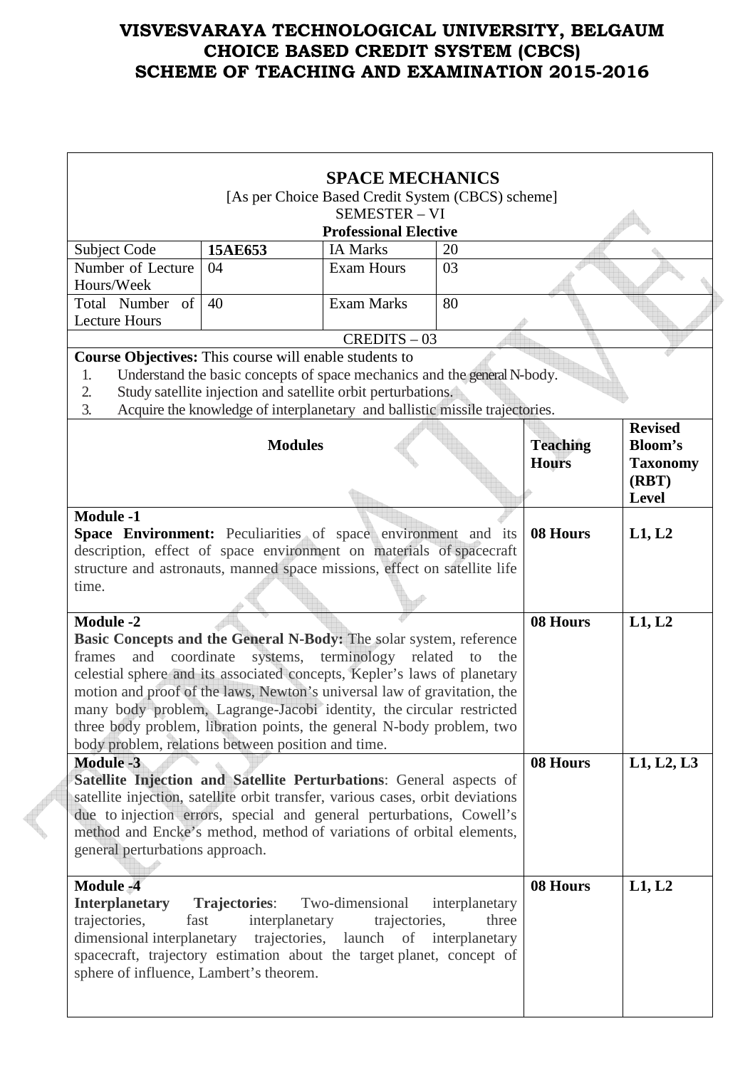# VISVESVARAYA TECHNOLOGICAL UNIVERSITY, BELGAUM
# CHOICE BASED CREDIT SYSTEM (CBCS)
# SCHEME OF TEACHING AND EXAMINATION 2015-2016

## SPACE MECHANICS

[As per Choice Based Credit System (CBCS) scheme]
SEMESTER – VI
**Professional Elective**

| Subject Code | **15AE653** | IA Marks | 20 |
|---|---|---|---|
| Number of Lecture Hours/Week | 04 | Exam Hours | 03 |
| Total Number of Lecture Hours | 40 | Exam Marks | 80 |

CREDITS – 03

**Course Objectives:** This course will enable students to

1. Understand the basic concepts of space mechanics and the general N-body.
2. Study satellite injection and satellite orbit perturbations.
3. Acquire the knowledge of interplanetary and ballistic missile trajectories.

| **Modules** | **Teaching Hours** | **Revised Bloom's Taxonomy (RBT) Level** |
|---|---|---|
| **Module -1** **Space Environment:** Peculiarities of space environment and its description, effect of space environment on materials of spacecraft structure and astronauts, manned space missions, effect on satellite life time. | **08 Hours** | **L1, L2** |
| **Module -2** **Basic Concepts and the General N-Body:** The solar system, reference frames and coordinate systems, terminology related to the celestial sphere and its associated concepts, Kepler's laws of planetary motion and proof of the laws, Newton's universal law of gravitation, the many body problem, Lagrange-Jacobi identity, the circular restricted three body problem, libration points, the general N-body problem, two body problem, relations between position and time. | **08 Hours** | **L1, L2** |
| **Module -3** **Satellite Injection and Satellite Perturbations**: General aspects of satellite injection, satellite orbit transfer, various cases, orbit deviations due to injection errors, special and general perturbations, Cowell's method and Encke's method, method of variations of orbital elements, general perturbations approach. | **08 Hours** | **L1, L2, L3** |
| **Module -4** **Interplanetary Trajectories**: Two-dimensional interplanetary trajectories, fast interplanetary trajectories, three dimensional interplanetary trajectories, launch of interplanetary spacecraft, trajectory estimation about the target planet, concept of sphere of influence, Lambert's theorem. | **08 Hours** | **L1, L2** |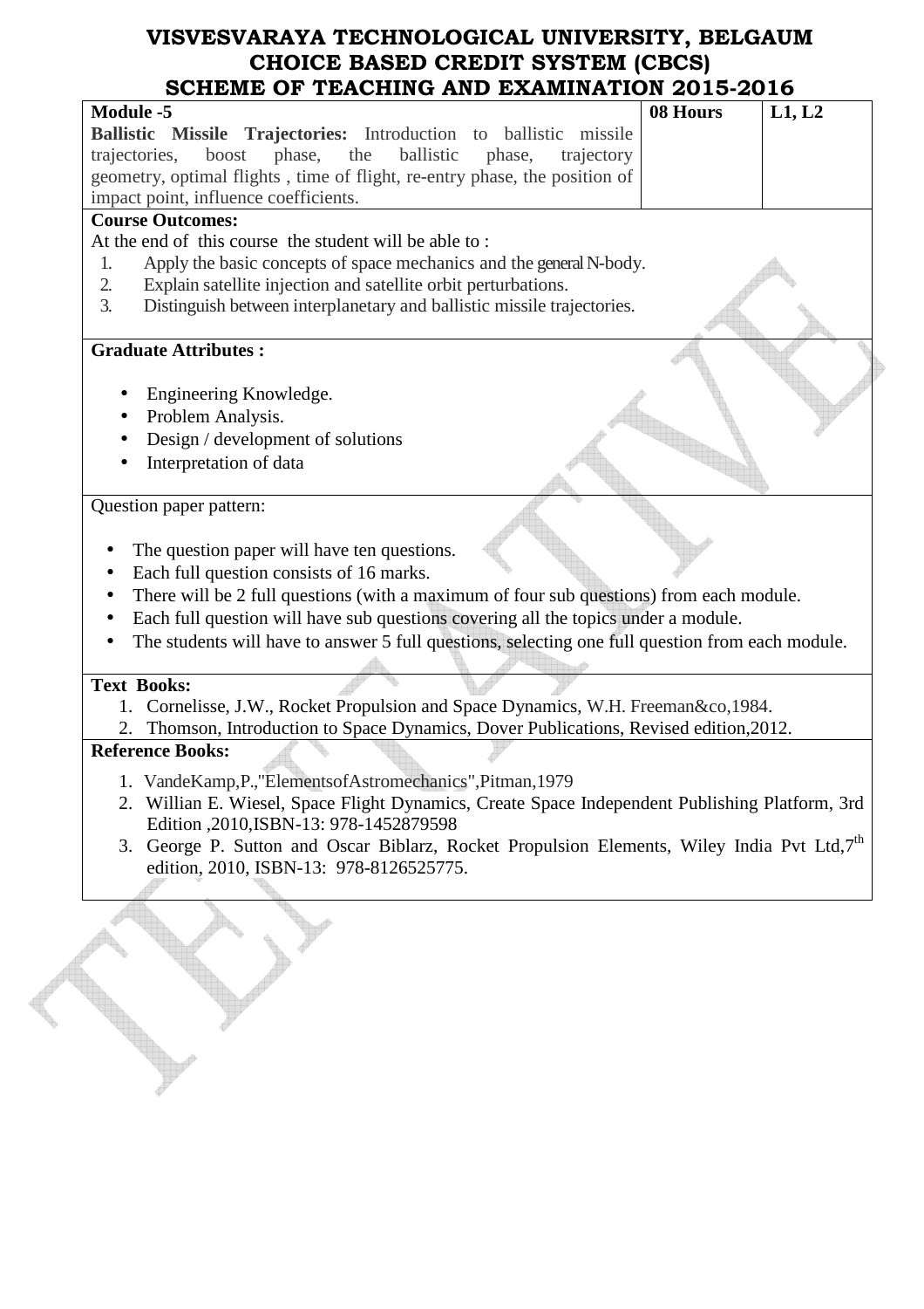# VISVESVARAYA TECHNOLOGICAL UNIVERSITY, BELGAUM
# CHOICE BASED CREDIT SYSTEM (CBCS)
# SCHEME OF TEACHING AND EXAMINATION 2015-2016

| Module -5 | 08 Hours | L1, L2 |
| --- | --- | --- |
| **Ballistic Missile Trajectories:** Introduction to ballistic missile trajectories, boost phase, the ballistic phase, trajectory geometry, optimal flights , time of flight, re-entry phase, the position of impact point, influence coefficients. | | |

**Course Outcomes:**

At the end of this course the student will be able to :

1. Apply the basic concepts of space mechanics and the general N-body.
2. Explain satellite injection and satellite orbit perturbations.
3. Distinguish between interplanetary and ballistic missile trajectories.

**Graduate Attributes :**

- Engineering Knowledge.
- Problem Analysis.
- Design / development of solutions
- Interpretation of data

Question paper pattern:

- The question paper will have ten questions.
- Each full question consists of 16 marks.
- There will be 2 full questions (with a maximum of four sub questions) from each module.
- Each full question will have sub questions covering all the topics under a module.
- The students will have to answer 5 full questions, selecting one full question from each module.

**Text Books:**

1. Cornelisse, J.W., Rocket Propulsion and Space Dynamics, W.H. Freeman&co,1984.
2. Thomson, Introduction to Space Dynamics, Dover Publications, Revised edition,2012.

**Reference Books:**

1. VandeKamp,P.,"ElementsofAstromechanics",Pitman,1979
2. Willian E. Wiesel, Space Flight Dynamics, Create Space Independent Publishing Platform, 3rd Edition ,2010,ISBN-13: 978-1452879598
3. George P. Sutton and Oscar Biblarz, Rocket Propulsion Elements, Wiley India Pvt Ltd,7th edition, 2010, ISBN-13: 978-8126525775.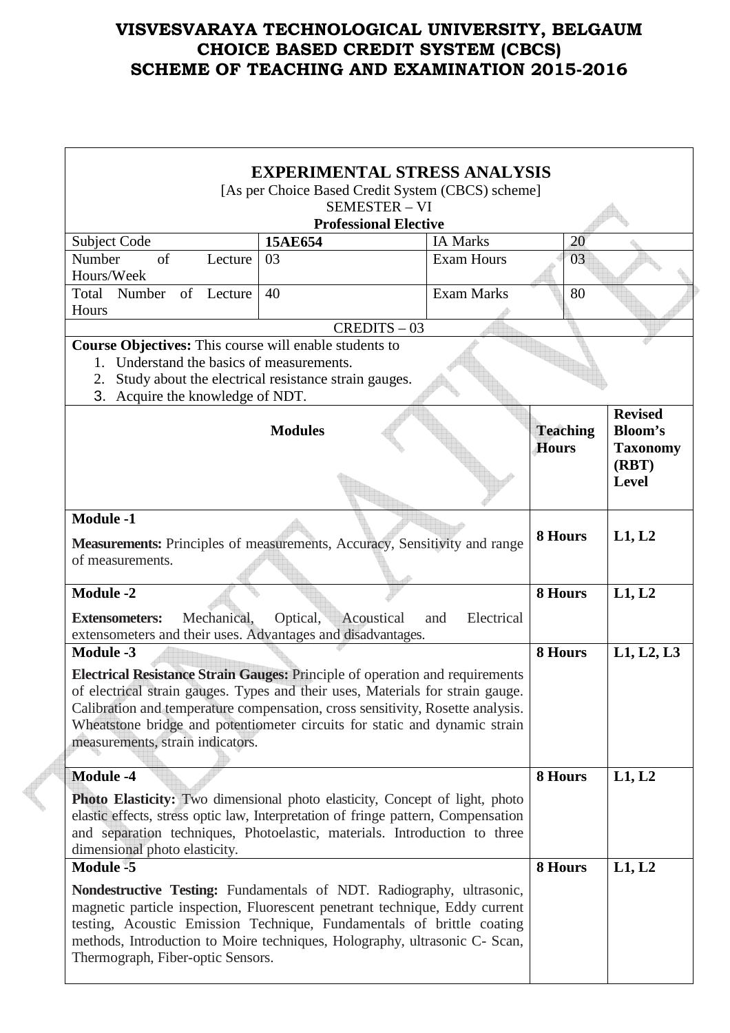# VISVESVARAYA TECHNOLOGICAL UNIVERSITY, BELGAUM
# CHOICE BASED CREDIT SYSTEM (CBCS)
# SCHEME OF TEACHING AND EXAMINATION 2015-2016

## EXPERIMENTAL STRESS ANALYSIS

[As per Choice Based Credit System (CBCS) scheme]

SEMESTER – VI

**Professional Elective**

| Subject Code | **15AE654** | IA Marks | 20 |
|---|---|---|---|
| Number of Lecture Hours/Week | 03 | Exam Hours | 03 |
| Total Number of Lecture Hours | 40 | Exam Marks | 80 |
| CREDITS – 03 | | | |

**Course Objectives:** This course will enable students to

1. Understand the basics of measurements.
2. Study about the electrical resistance strain gauges.
3. Acquire the knowledge of NDT.

| **Modules** | **Teaching Hours** | **Revised Bloom's Taxonomy (RBT) Level** |
|---|---|---|
| **Module -1** <br> **Measurements:** Principles of measurements, Accuracy, Sensitivity and range of measurements. | **8 Hours** | **L1, L2** |
| **Module -2** <br> **Extensometers:** Mechanical, Optical, Acoustical and Electrical extensometers and their uses. Advantages and disadvantages. | **8 Hours** | **L1, L2** |
| **Module -3** <br> **Electrical Resistance Strain Gauges:** Principle of operation and requirements of electrical strain gauges. Types and their uses, Materials for strain gauge. Calibration and temperature compensation, cross sensitivity, Rosette analysis. Wheatstone bridge and potentiometer circuits for static and dynamic strain measurements, strain indicators. | **8 Hours** | **L1, L2, L3** |
| **Module -4** <br> **Photo Elasticity:** Two dimensional photo elasticity, Concept of light, photo elastic effects, stress optic law, Interpretation of fringe pattern, Compensation and separation techniques, Photoelastic, materials. Introduction to three dimensional photo elasticity. | **8 Hours** | **L1, L2** |
| **Module -5** <br> **Nondestructive Testing:** Fundamentals of NDT. Radiography, ultrasonic, magnetic particle inspection, Fluorescent penetrant technique, Eddy current testing, Acoustic Emission Technique, Fundamentals of brittle coating methods, Introduction to Moire techniques, Holography, ultrasonic C- Scan, Thermograph, Fiber-optic Sensors. | **8 Hours** | **L1, L2** |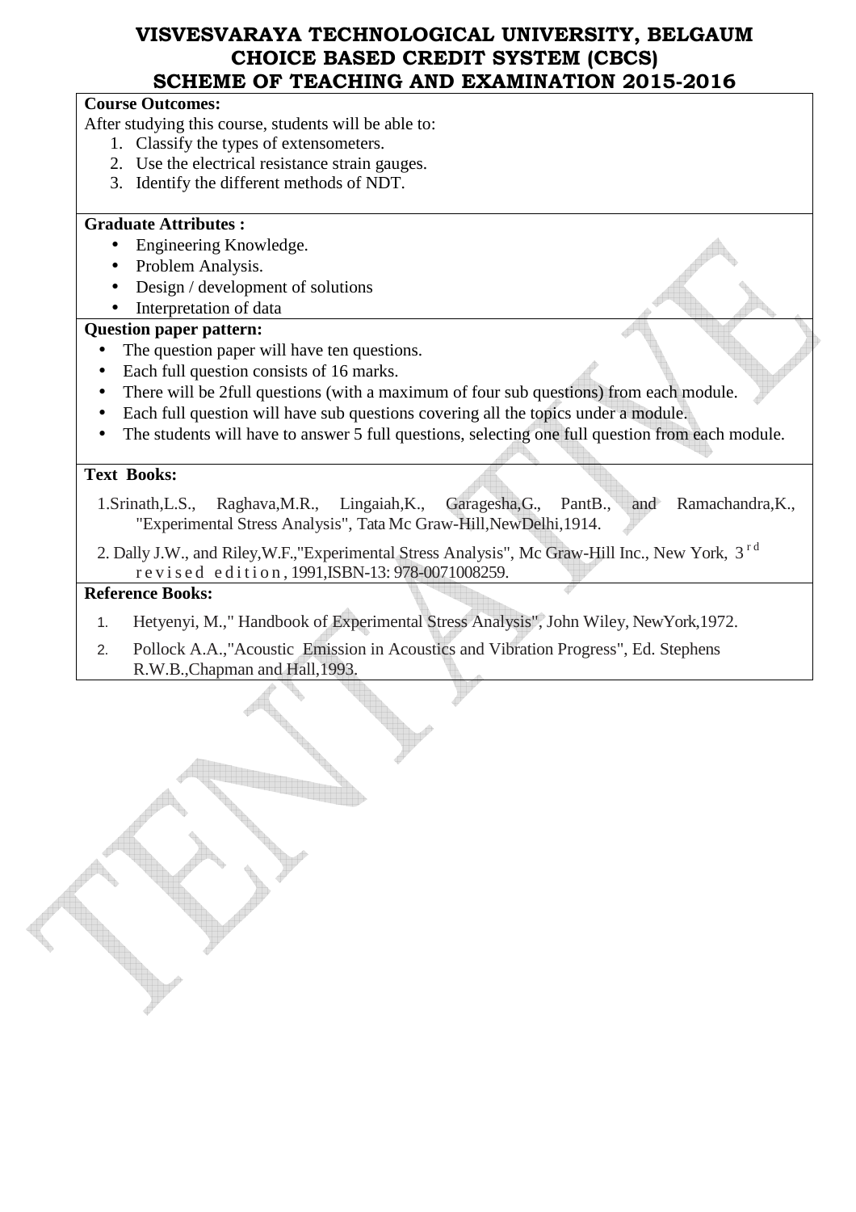# VISVESVARAYA TECHNOLOGICAL UNIVERSITY, BELGAUM
## CHOICE BASED CREDIT SYSTEM (CBCS)
## SCHEME OF TEACHING AND EXAMINATION 2015-2016

**Course Outcomes:**

After studying this course, students will be able to:

1. Classify the types of extensometers.
2. Use the electrical resistance strain gauges.
3. Identify the different methods of NDT.

**Graduate Attributes :**

- Engineering Knowledge.
- Problem Analysis.
- Design / development of solutions
- Interpretation of data

**Question paper pattern:**

- The question paper will have ten questions.
- Each full question consists of 16 marks.
- There will be 2full questions (with a maximum of four sub questions) from each module.
- Each full question will have sub questions covering all the topics under a module.
- The students will have to answer 5 full questions, selecting one full question from each module.

**Text Books:**

1. Srinath,L.S., Raghava,M.R., Lingaiah,K., Garagesha,G., PantB., and Ramachandra,K., "Experimental Stress Analysis", Tata Mc Graw-Hill,NewDelhi,1914.
2. Dally J.W., and Riley,W.F.,"Experimental Stress Analysis", Mc Graw-Hill Inc., New York, 3rd revised edition, 1991,ISBN-13: 978-0071008259.

**Reference Books:**

1. Hetyenyi, M.," Handbook of Experimental Stress Analysis", John Wiley, NewYork,1972.
2. Pollock A.A.,"Acoustic Emission in Acoustics and Vibration Progress", Ed. Stephens R.W.B.,Chapman and Hall,1993.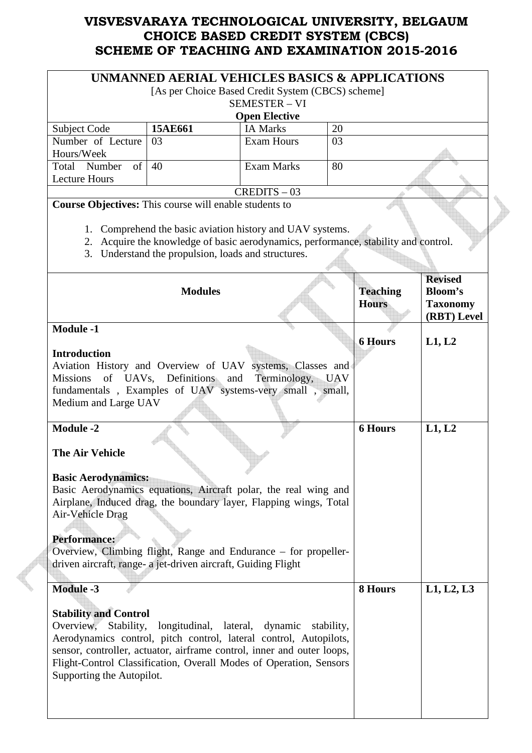# VISVESVARAYA TECHNOLOGICAL UNIVERSITY, BELGAUM
# CHOICE BASED CREDIT SYSTEM (CBCS)
# SCHEME OF TEACHING AND EXAMINATION 2015-2016

## UNMANNED AERIAL VEHICLES BASICS & APPLICATIONS

[As per Choice Based Credit System (CBCS) scheme]

SEMESTER – VI

**Open Elective**

| Subject Code | **15AE661** | IA Marks | 20 |
|---|---|---|---|
| Number of Lecture Hours/Week | 03 | Exam Hours | 03 |
| Total Number of Lecture Hours | 40 | Exam Marks | 80 |

CREDITS – 03

**Course Objectives:** This course will enable students to

1. Comprehend the basic aviation history and UAV systems.
2. Acquire the knowledge of basic aerodynamics, performance, stability and control.
3. Understand the propulsion, loads and structures.

| **Modules** | **Teaching Hours** | **Revised Bloom's Taxonomy (RBT) Level** |
|---|---|---|
| **Module -1**<br><br>**Introduction**<br>Aviation History and Overview of UAV systems, Classes and Missions of UAVs, Definitions and Terminology, UAV fundamentals , Examples of UAV systems-very small , small, Medium and Large UAV | **6 Hours** | **L1, L2** |
| **Module -2**<br><br>**The Air Vehicle**<br><br>**Basic Aerodynamics:**<br>Basic Aerodynamics equations, Aircraft polar, the real wing and Airplane, Induced drag, the boundary layer, Flapping wings, Total Air-Vehicle Drag<br><br>**Performance:**<br>Overview, Climbing flight, Range and Endurance – for propeller-driven aircraft, range- a jet-driven aircraft, Guiding Flight | **6 Hours** | **L1, L2** |
| **Module -3**<br><br>**Stability and Control**<br>Overview, Stability, longitudinal, lateral, dynamic stability, Aerodynamics control, pitch control, lateral control, Autopilots, sensor, controller, actuator, airframe control, inner and outer loops, Flight-Control Classification, Overall Modes of Operation, Sensors Supporting the Autopilot. | **8 Hours** | **L1, L2, L3** |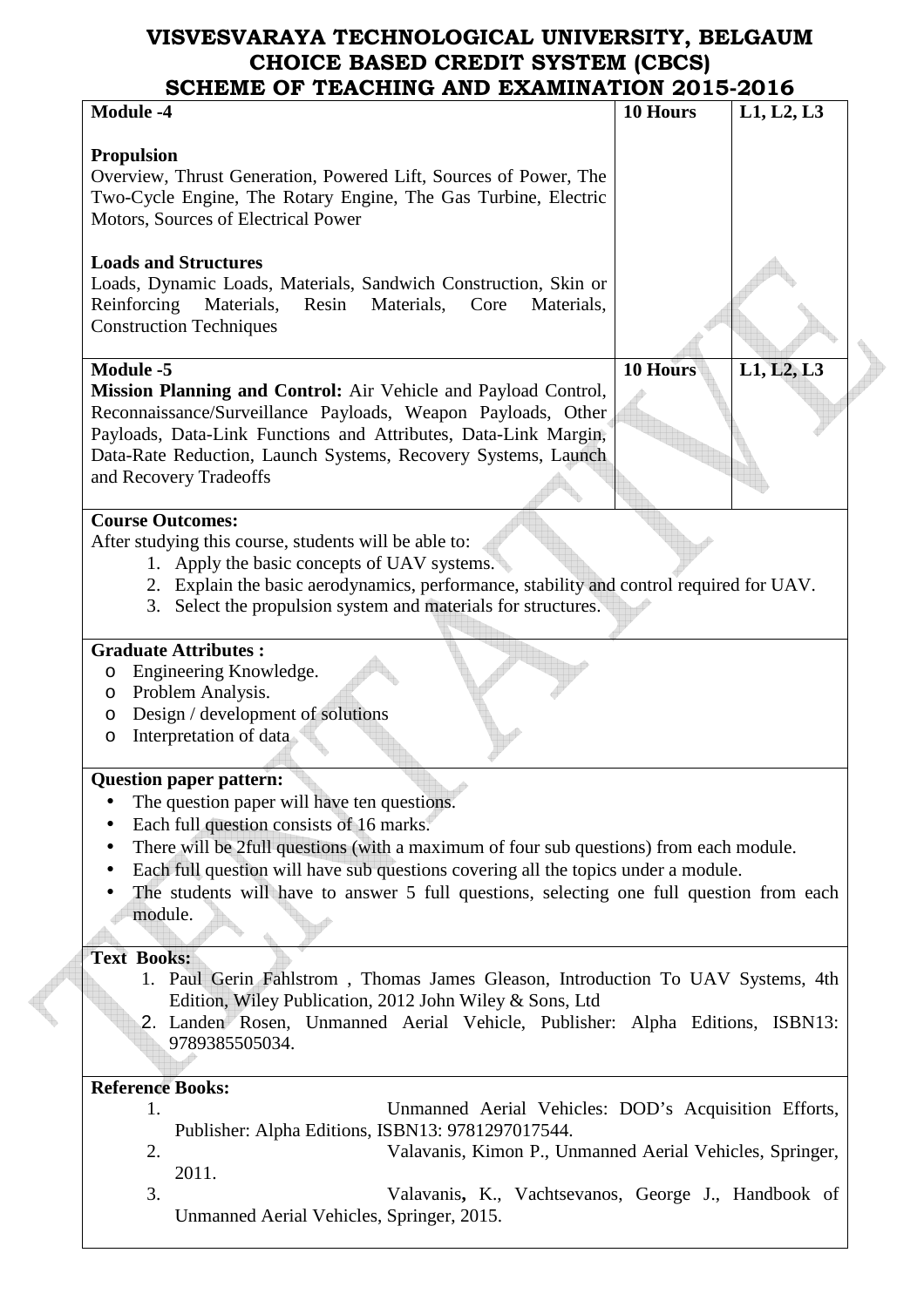| Module -4 | 10 Hours | L1, L2, L3 |
|---|---|---|
| **Propulsion**<br>Overview, Thrust Generation, Powered Lift, Sources of Power, The Two-Cycle Engine, The Rotary Engine, The Gas Turbine, Electric Motors, Sources of Electrical Power<br><br>**Loads and Structures**<br>Loads, Dynamic Loads, Materials, Sandwich Construction, Skin or Reinforcing Materials, Resin Materials, Core Materials, Construction Techniques | | |
| **Module -5**<br>**Mission Planning and Control:** Air Vehicle and Payload Control, Reconnaissance/Surveillance Payloads, Weapon Payloads, Other Payloads, Data-Link Functions and Attributes, Data-Link Margin, Data-Rate Reduction, Launch Systems, Recovery Systems, Launch and Recovery Tradeoffs | **10 Hours** | **L1, L2, L3** |

**Course Outcomes:**

After studying this course, students will be able to:

1. Apply the basic concepts of UAV systems.
2. Explain the basic aerodynamics, performance, stability and control required for UAV.
3. Select the propulsion system and materials for structures.

**Graduate Attributes :**

- Engineering Knowledge.
- Problem Analysis.
- Design / development of solutions
- Interpretation of data

**Question paper pattern:**

- The question paper will have ten questions.
- Each full question consists of 16 marks.
- There will be 2full questions (with a maximum of four sub questions) from each module.
- Each full question will have sub questions covering all the topics under a module.
- The students will have to answer 5 full questions, selecting one full question from each module.

**Text Books:**

1. Paul Gerin Fahlstrom , Thomas James Gleason, Introduction To UAV Systems, 4th Edition, Wiley Publication, 2012 John Wiley & Sons, Ltd
2. Landen Rosen, Unmanned Aerial Vehicle, Publisher: Alpha Editions, ISBN13: 9789385505034.

**Reference Books:**

1. Unmanned Aerial Vehicles: DOD's Acquisition Efforts, Publisher: Alpha Editions, ISBN13: 9781297017544.
2. Valavanis, Kimon P., Unmanned Aerial Vehicles, Springer, 2011.
3. Valavanis, K., Vachtsevanos, George J., Handbook of Unmanned Aerial Vehicles, Springer, 2015.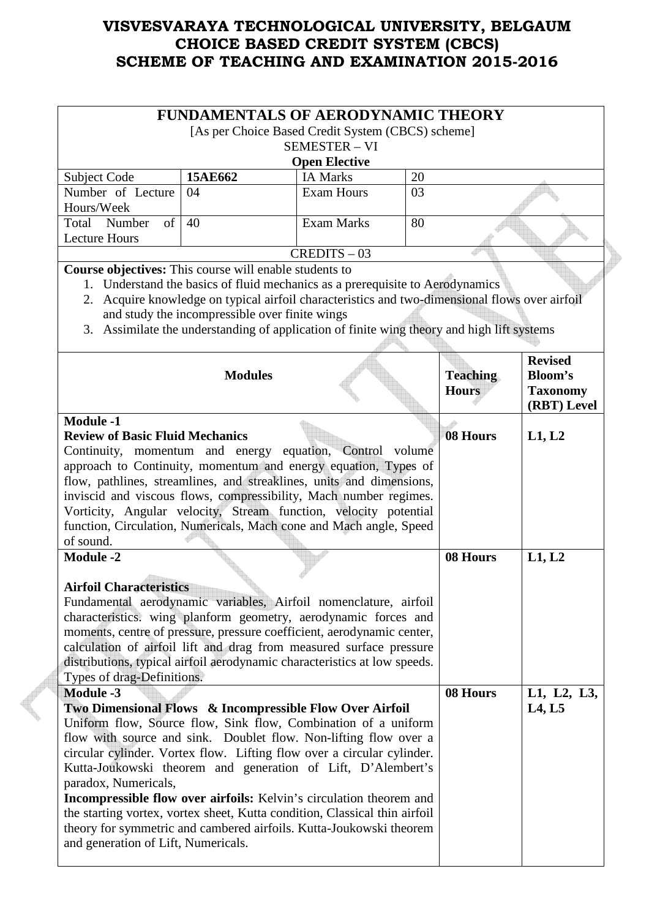# VISVESVARAYA TECHNOLOGICAL UNIVERSITY, BELGAUM
# CHOICE BASED CREDIT SYSTEM (CBCS)
# SCHEME OF TEACHING AND EXAMINATION 2015-2016

## FUNDAMENTALS OF AERODYNAMIC THEORY

[As per Choice Based Credit System (CBCS) scheme]

SEMESTER – VI

**Open Elective**

| Subject Code | **15AE662** | IA Marks | 20 |
|---|---|---|---|
| Number of Lecture Hours/Week | 04 | Exam Hours | 03 |
| Total Number of Lecture Hours | 40 | Exam Marks | 80 |

CREDITS – 03

**Course objectives:** This course will enable students to

1. Understand the basics of fluid mechanics as a prerequisite to Aerodynamics
2. Acquire knowledge on typical airfoil characteristics and two-dimensional flows over airfoil and study the incompressible over finite wings
3. Assimilate the understanding of application of finite wing theory and high lift systems

| **Modules** | **Teaching Hours** | **Revised Bloom's Taxonomy (RBT) Level** |
|---|---|---|
| **Module -1**<br>**Review of Basic Fluid Mechanics**<br>Continuity, momentum and energy equation, Control volume approach to Continuity, momentum and energy equation, Types of flow, pathlines, streamlines, and streaklines, units and dimensions, inviscid and viscous flows, compressibility, Mach number regimes. Vorticity, Angular velocity, Stream function, velocity potential function, Circulation, Numericals, Mach cone and Mach angle, Speed of sound. | **08 Hours** | **L1, L2** |
| **Module -2**<br><br>**Airfoil Characteristics**<br>Fundamental aerodynamic variables, Airfoil nomenclature, airfoil characteristics. wing planform geometry, aerodynamic forces and moments, centre of pressure, pressure coefficient, aerodynamic center, calculation of airfoil lift and drag from measured surface pressure distributions, typical airfoil aerodynamic characteristics at low speeds. Types of drag-Definitions. | **08 Hours** | **L1, L2** |
| **Module -3**<br>**Two Dimensional Flows & Incompressible Flow Over Airfoil**<br>Uniform flow, Source flow, Sink flow, Combination of a uniform flow with source and sink. Doublet flow. Non-lifting flow over a circular cylinder. Vortex flow. Lifting flow over a circular cylinder. Kutta-Joukowski theorem and generation of Lift, D'Alembert's paradox, Numericals,<br>**Incompressible flow over airfoils:** Kelvin's circulation theorem and the starting vortex, vortex sheet, Kutta condition, Classical thin airfoil theory for symmetric and cambered airfoils. Kutta-Joukowski theorem and generation of Lift, Numericals. | **08 Hours** | **L1, L2, L3, L4, L5** |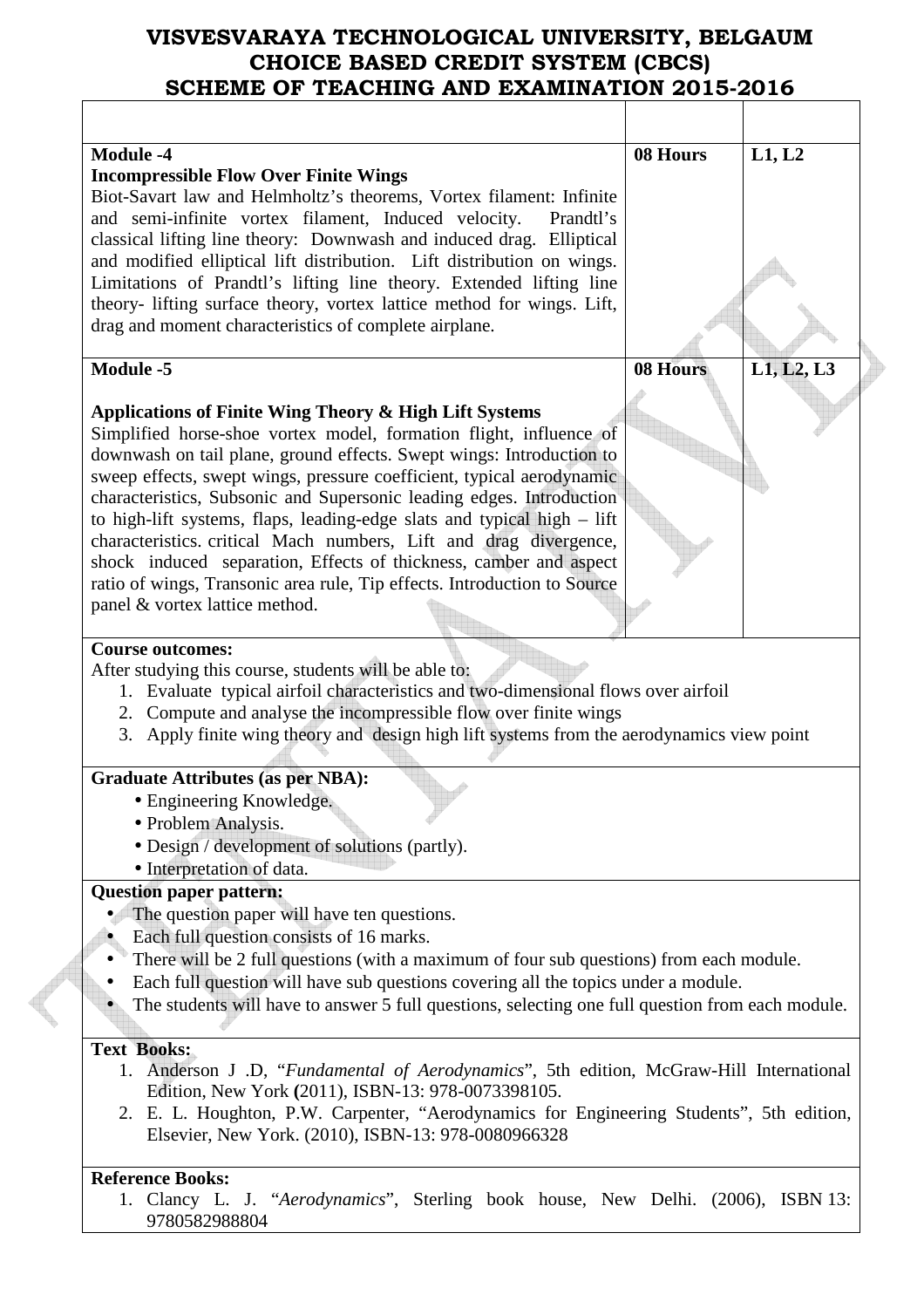| | | |
|---|---|---|
| **Module -4**<br>**Incompressible Flow Over Finite Wings**<br>Biot-Savart law and Helmholtz's theorems, Vortex filament: Infinite and semi-infinite vortex filament, Induced velocity. Prandtl's classical lifting line theory: Downwash and induced drag. Elliptical and modified elliptical lift distribution. Lift distribution on wings. Limitations of Prandtl's lifting line theory. Extended lifting line theory- lifting surface theory, vortex lattice method for wings. Lift, drag and moment characteristics of complete airplane. | **08 Hours** | **L1, L2** |
| **Module -5**<br><br>**Applications of Finite Wing Theory & High Lift Systems**<br>Simplified horse-shoe vortex model, formation flight, influence of downwash on tail plane, ground effects. Swept wings: Introduction to sweep effects, swept wings, pressure coefficient, typical aerodynamic characteristics, Subsonic and Supersonic leading edges. Introduction to high-lift systems, flaps, leading-edge slats and typical high – lift characteristics. critical Mach numbers, Lift and drag divergence, shock induced separation, Effects of thickness, camber and aspect ratio of wings, Transonic area rule, Tip effects. Introduction to Source panel & vortex lattice method. | **08 Hours** | **L1, L2, L3** |

**Course outcomes:**

After studying this course, students will be able to:

1. Evaluate typical airfoil characteristics and two-dimensional flows over airfoil
2. Compute and analyse the incompressible flow over finite wings
3. Apply finite wing theory and design high lift systems from the aerodynamics view point

**Graduate Attributes (as per NBA):**

- Engineering Knowledge.
- Problem Analysis.
- Design / development of solutions (partly).
- Interpretation of data.

**Question paper pattern:**

- The question paper will have ten questions.
- Each full question consists of 16 marks.
- There will be 2 full questions (with a maximum of four sub questions) from each module.
- Each full question will have sub questions covering all the topics under a module.
- The students will have to answer 5 full questions, selecting one full question from each module.

**Text Books:**

1. Anderson J .D, "*Fundamental of Aerodynamics*", 5th edition, McGraw-Hill International Edition, New York **(**2011), ISBN-13: 978-0073398105.
2. E. L. Houghton, P.W. Carpenter, "Aerodynamics for Engineering Students", 5th edition, Elsevier, New York. (2010), ISBN-13: 978-0080966328

**Reference Books:**

1. Clancy L. J. "*Aerodynamics*", Sterling book house, New Delhi. (2006), ISBN 13: 9780582988804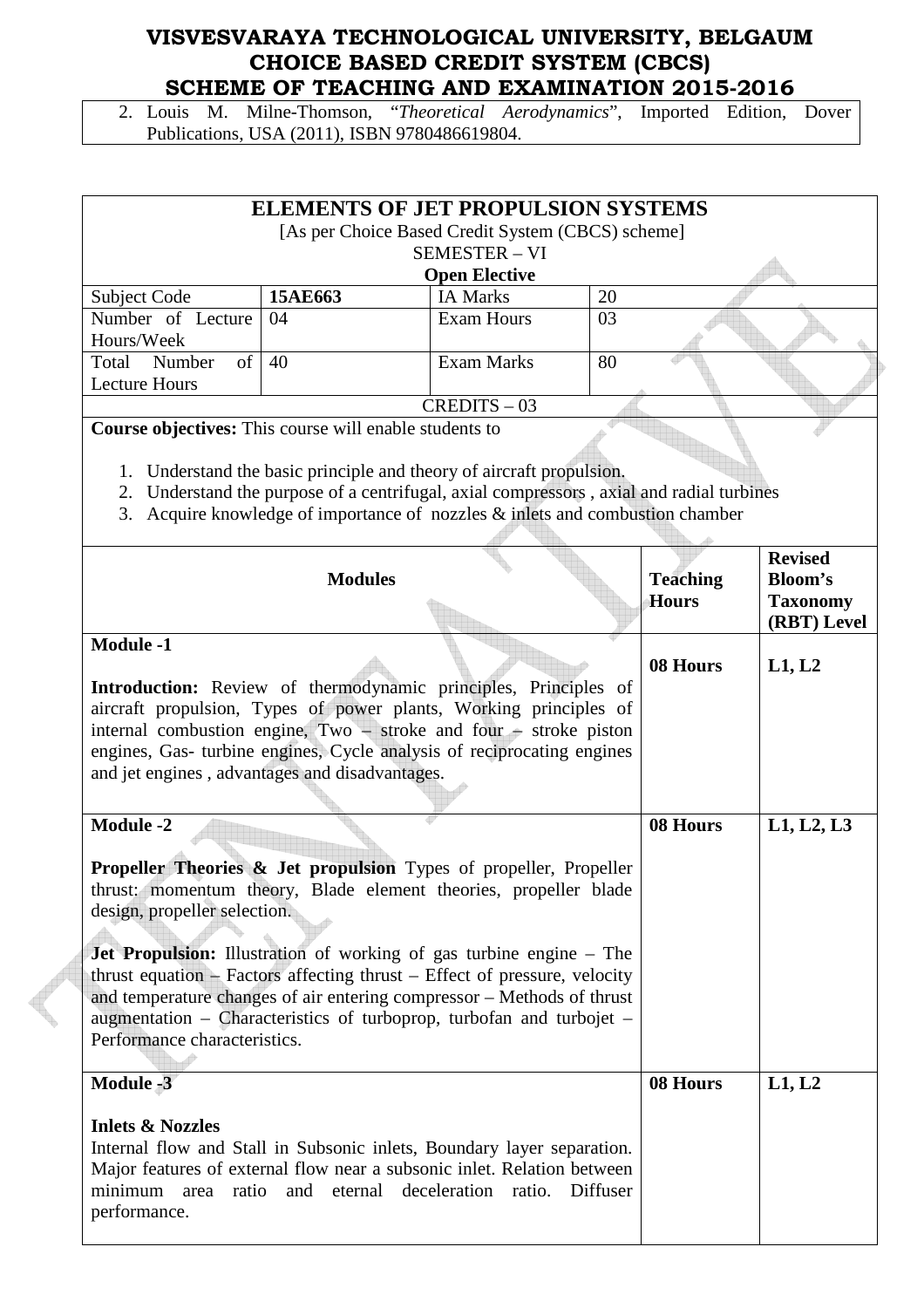2. Louis M. Milne-Thomson, "*Theoretical Aerodynamics*", Imported Edition, Dover Publications, USA (2011), ISBN 9780486619804.

## ELEMENTS OF JET PROPULSION SYSTEMS

[As per Choice Based Credit System (CBCS) scheme]

SEMESTER – VI

**Open Elective**

| Subject Code | **15AE663** | IA Marks | 20 |
|---|---|---|---|
| Number of Lecture Hours/Week | 04 | Exam Hours | 03 |
| Total Number of Lecture Hours | 40 | Exam Marks | 80 |

CREDITS – 03

**Course objectives:** This course will enable students to

1. Understand the basic principle and theory of aircraft propulsion.
2. Understand the purpose of a centrifugal, axial compressors , axial and radial turbines
3. Acquire knowledge of importance of nozzles & inlets and combustion chamber

| Modules | Teaching Hours | Revised Bloom's Taxonomy (RBT) Level |
|---|---|---|
| **Module -1**<br><br>**Introduction:** Review of thermodynamic principles, Principles of aircraft propulsion, Types of power plants, Working principles of internal combustion engine, Two – stroke and four – stroke piston engines, Gas- turbine engines, Cycle analysis of reciprocating engines and jet engines , advantages and disadvantages. | **08 Hours** | **L1, L2** |
| **Module -2**<br><br>**Propeller Theories & Jet propulsion** Types of propeller, Propeller thrust: momentum theory, Blade element theories, propeller blade design, propeller selection.<br><br>**Jet Propulsion:** Illustration of working of gas turbine engine – The thrust equation – Factors affecting thrust – Effect of pressure, velocity and temperature changes of air entering compressor – Methods of thrust augmentation – Characteristics of turboprop, turbofan and turbojet – Performance characteristics. | **08 Hours** | **L1, L2, L3** |
| **Module -3**<br><br>**Inlets & Nozzles**<br>Internal flow and Stall in Subsonic inlets, Boundary layer separation. Major features of external flow near a subsonic inlet. Relation between minimum area ratio and eternal deceleration ratio. Diffuser performance. | **08 Hours** | **L1, L2** |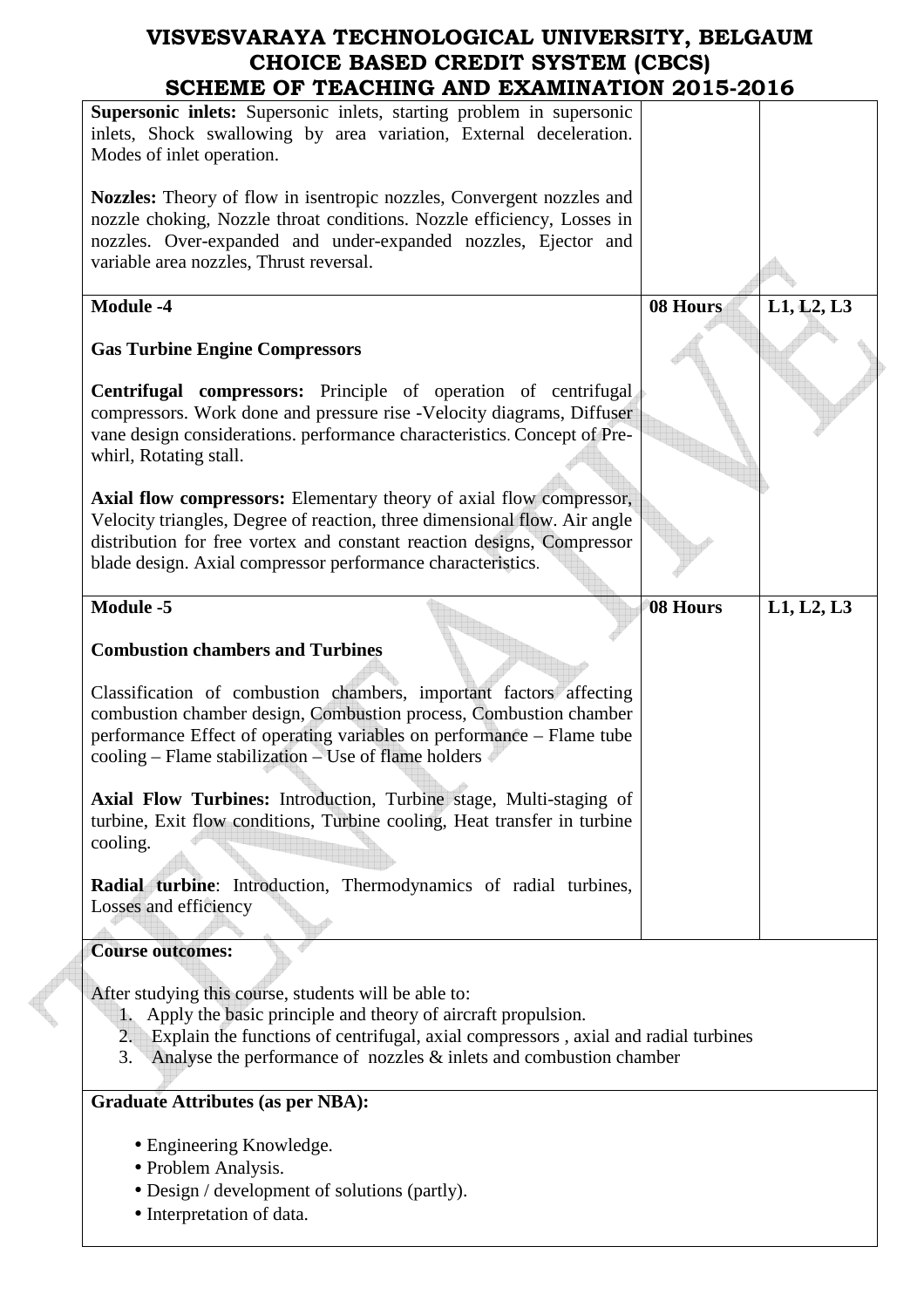| | | |
|---|---|---|
| **Supersonic inlets:** Supersonic inlets, starting problem in supersonic inlets, Shock swallowing by area variation, External deceleration. Modes of inlet operation.<br><br>**Nozzles:** Theory of flow in isentropic nozzles, Convergent nozzles and nozzle choking, Nozzle throat conditions. Nozzle efficiency, Losses in nozzles. Over-expanded and under-expanded nozzles, Ejector and variable area nozzles, Thrust reversal. | | |
| **Module -4**<br><br>**Gas Turbine Engine Compressors**<br><br>**Centrifugal compressors:** Principle of operation of centrifugal compressors. Work done and pressure rise -Velocity diagrams, Diffuser vane design considerations. performance characteristics. Concept of Pre-whirl, Rotating stall.<br><br>**Axial flow compressors:** Elementary theory of axial flow compressor, Velocity triangles, Degree of reaction, three dimensional flow. Air angle distribution for free vortex and constant reaction designs, Compressor blade design. Axial compressor performance characteristics. | **08 Hours** | **L1, L2, L3** |
| **Module -5**<br><br>**Combustion chambers and Turbines**<br><br>Classification of combustion chambers, important factors affecting combustion chamber design, Combustion process, Combustion chamber performance Effect of operating variables on performance – Flame tube cooling – Flame stabilization – Use of flame holders<br><br>**Axial Flow Turbines:** Introduction, Turbine stage, Multi-staging of turbine, Exit flow conditions, Turbine cooling, Heat transfer in turbine cooling.<br><br>**Radial turbine**: Introduction, Thermodynamics of radial turbines, Losses and efficiency | **08 Hours** | **L1, L2, L3** |

**Course outcomes:**

After studying this course, students will be able to:

1. Apply the basic principle and theory of aircraft propulsion.
2. Explain the functions of centrifugal, axial compressors , axial and radial turbines
3. Analyse the performance of nozzles & inlets and combustion chamber

**Graduate Attributes (as per NBA):**

- Engineering Knowledge.
- Problem Analysis.
- Design / development of solutions (partly).
- Interpretation of data.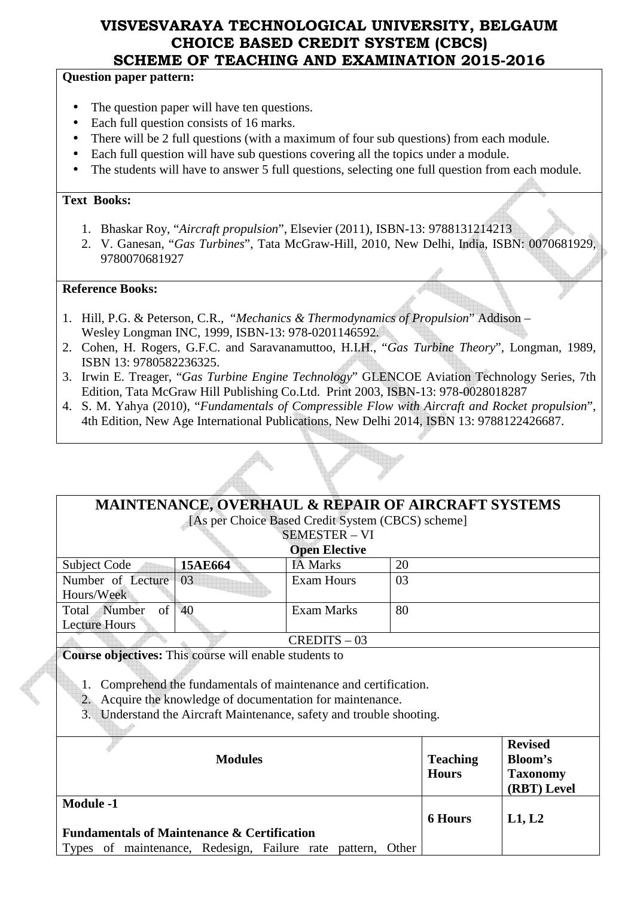# VISVESVARAYA TECHNOLOGICAL UNIVERSITY, BELGAUM
# CHOICE BASED CREDIT SYSTEM (CBCS)
# SCHEME OF TEACHING AND EXAMINATION 2015-2016

**Question paper pattern:**

- The question paper will have ten questions.
- Each full question consists of 16 marks.
- There will be 2 full questions (with a maximum of four sub questions) from each module.
- Each full question will have sub questions covering all the topics under a module.
- The students will have to answer 5 full questions, selecting one full question from each module.

**Text Books:**

1. Bhaskar Roy, "*Aircraft propulsion*", Elsevier (2011), ISBN-13: 9788131214213
2. V. Ganesan, "*Gas Turbines*", Tata McGraw-Hill, 2010, New Delhi, India, ISBN: 0070681929, 9780070681927

**Reference Books:**

1. Hill, P.G. & Peterson, C.R., "*Mechanics & Thermodynamics of Propulsion*" Addison – Wesley Longman INC, 1999, ISBN-13: 978-0201146592.
2. Cohen, H. Rogers, G.F.C. and Saravanamuttoo, H.I.H., "*Gas Turbine Theory*", Longman, 1989, ISBN 13: 9780582236325.
3. Irwin E. Treager, "*Gas Turbine Engine Technology*" GLENCOE Aviation Technology Series, 7th Edition, Tata McGraw Hill Publishing Co.Ltd. Print 2003, ISBN-13: 978-0028018287
4. S. M. Yahya (2010), "*Fundamentals of Compressible Flow with Aircraft and Rocket propulsion*", 4th Edition, New Age International Publications, New Delhi 2014, ISBN 13: 9788122426687.

## MAINTENANCE, OVERHAUL & REPAIR OF AIRCRAFT SYSTEMS

[As per Choice Based Credit System (CBCS) scheme]

SEMESTER – VI

**Open Elective**

| Subject Code | **15AE664** | IA Marks | 20 |
|---|---|---|---|
| Number of Lecture Hours/Week | 03 | Exam Hours | 03 |
| Total Number of Lecture Hours | 40 | Exam Marks | 80 |

CREDITS – 03

**Course objectives:** This course will enable students to

1. Comprehend the fundamentals of maintenance and certification.
2. Acquire the knowledge of documentation for maintenance.
3. Understand the Aircraft Maintenance, safety and trouble shooting.

| Modules | Teaching Hours | Revised Bloom's Taxonomy (RBT) Level |
|---|---|---|
| **Module -1**<br><br>**Fundamentals of Maintenance & Certification**<br>Types of maintenance, Redesign, Failure rate pattern, Other | **6 Hours** | **L1, L2** |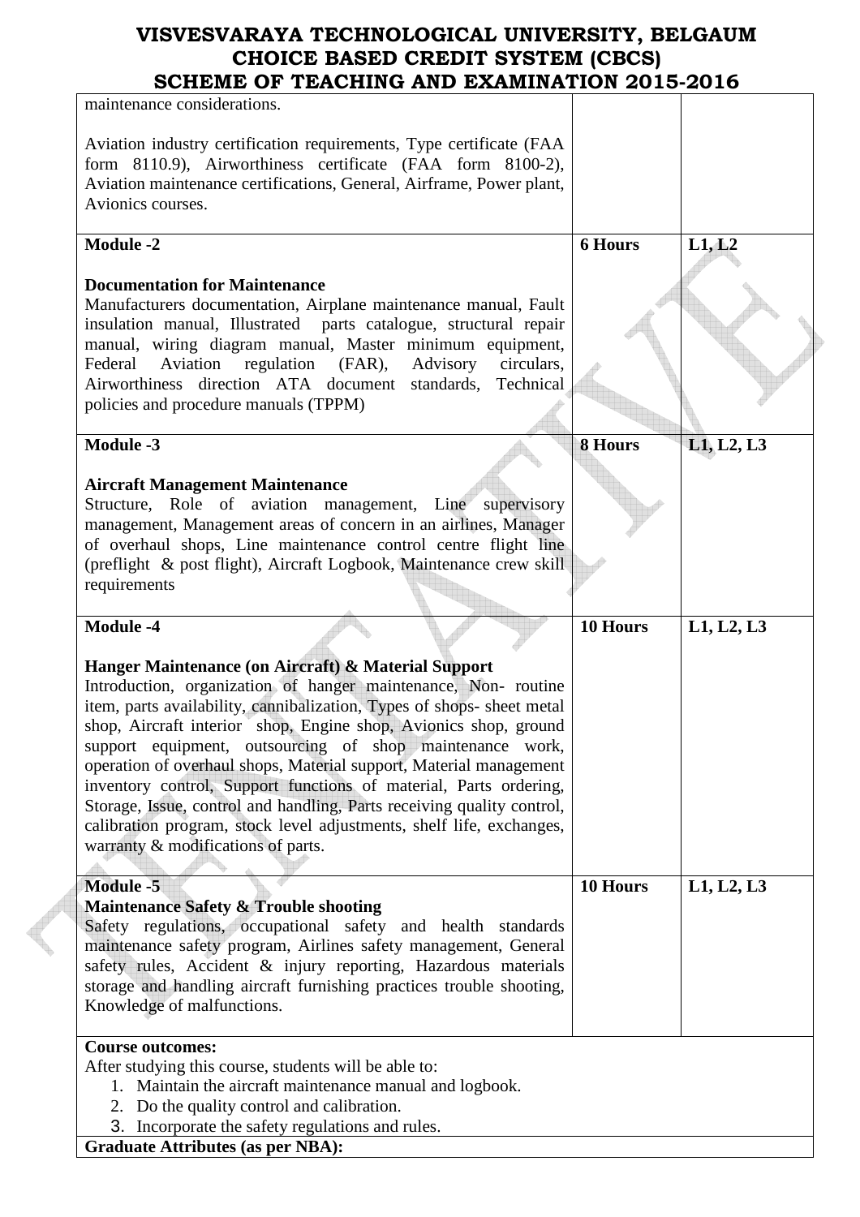| | | |
|---|---|---|
| maintenance considerations.<br><br>Aviation industry certification requirements, Type certificate (FAA form 8110.9), Airworthiness certificate (FAA form 8100-2), Aviation maintenance certifications, General, Airframe, Power plant, Avionics courses. | | |
| **Module -2**<br><br>**Documentation for Maintenance**<br>Manufacturers documentation, Airplane maintenance manual, Fault insulation manual, Illustrated parts catalogue, structural repair manual, wiring diagram manual, Master minimum equipment, Federal Aviation regulation (FAR), Advisory circulars, Airworthiness direction ATA document standards, Technical policies and procedure manuals (TPPM) | **6 Hours** | **L1, L2** |
| **Module -3**<br><br>**Aircraft Management Maintenance**<br>Structure, Role of aviation management, Line supervisory management, Management areas of concern in an airlines, Manager of overhaul shops, Line maintenance control centre flight line (preflight & post flight), Aircraft Logbook, Maintenance crew skill requirements | **8 Hours** | **L1, L2, L3** |
| **Module -4**<br><br>**Hanger Maintenance (on Aircraft) & Material Support**<br>Introduction, organization of hanger maintenance, Non- routine item, parts availability, cannibalization, Types of shops- sheet metal shop, Aircraft interior shop, Engine shop, Avionics shop, ground support equipment, outsourcing of shop maintenance work, operation of overhaul shops, Material support, Material management inventory control, Support functions of material, Parts ordering, Storage, Issue, control and handling, Parts receiving quality control, calibration program, stock level adjustments, shelf life, exchanges, warranty & modifications of parts. | **10 Hours** | **L1, L2, L3** |
| **Module -5**<br>**Maintenance Safety & Trouble shooting**<br>Safety regulations, occupational safety and health standards maintenance safety program, Airlines safety management, General safety rules, Accident & injury reporting, Hazardous materials storage and handling aircraft furnishing practices trouble shooting, Knowledge of malfunctions. | **10 Hours** | **L1, L2, L3** |

**Course outcomes:**

After studying this course, students will be able to:

1. Maintain the aircraft maintenance manual and logbook.
2. Do the quality control and calibration.
3. Incorporate the safety regulations and rules.

**Graduate Attributes (as per NBA):**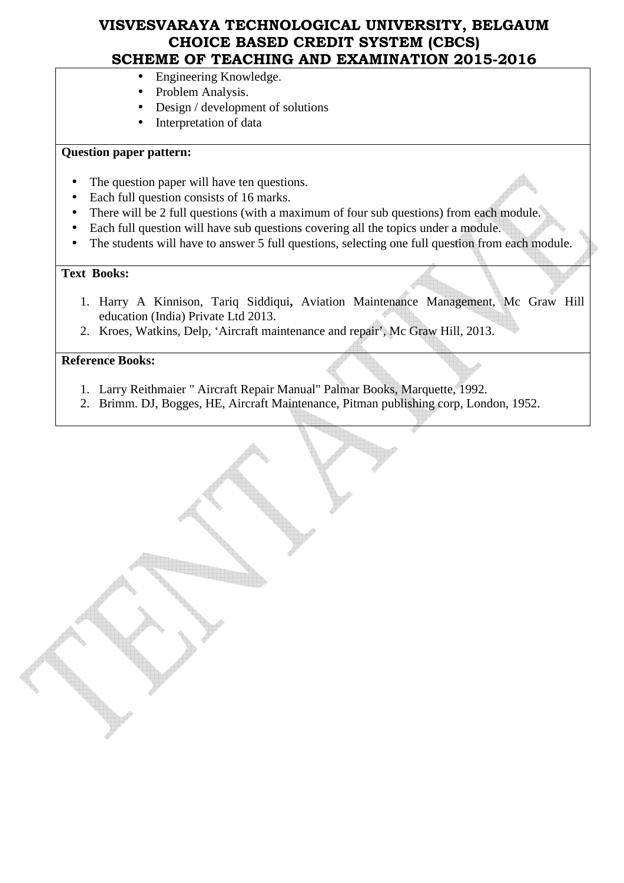- Engineering Knowledge.
- Problem Analysis.
- Design / development of solutions
- Interpretation of data

**Question paper pattern:**

- The question paper will have ten questions.
- Each full question consists of 16 marks.
- There will be 2 full questions (with a maximum of four sub questions) from each module.
- Each full question will have sub questions covering all the topics under a module.
- The students will have to answer 5 full questions, selecting one full question from each module.

**Text Books:**

1. Harry A Kinnison, Tariq Siddiqui**,** Aviation Maintenance Management, Mc Graw Hill education (India) Private Ltd 2013.
2. Kroes, Watkins, Delp, 'Aircraft maintenance and repair', Mc Graw Hill, 2013.

**Reference Books:**

1. Larry Reithmaier " Aircraft Repair Manual" Palmar Books, Marquette, 1992.
2. Brimm. DJ, Bogges, HE, Aircraft Maintenance, Pitman publishing corp, London, 1952.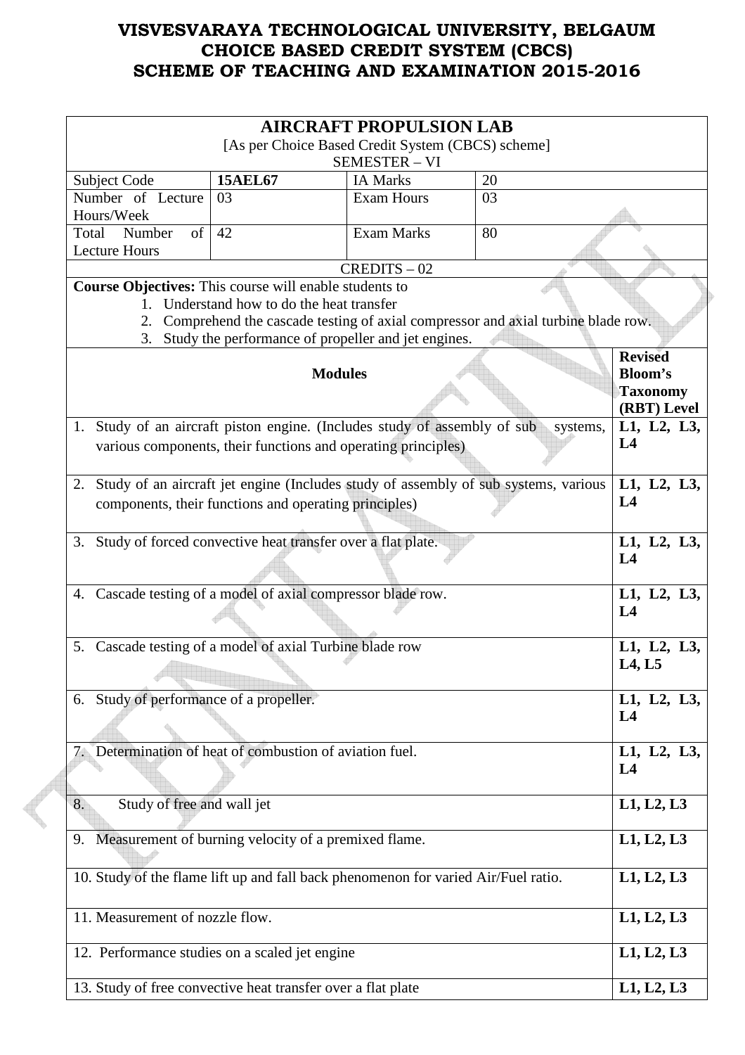# VISVESVARAYA TECHNOLOGICAL UNIVERSITY, BELGAUM
# CHOICE BASED CREDIT SYSTEM (CBCS)
# SCHEME OF TEACHING AND EXAMINATION 2015-2016

## AIRCRAFT PROPULSION LAB

[As per Choice Based Credit System (CBCS) scheme]

SEMESTER – VI

| Subject Code | **15AEL67** | IA Marks | 20 |
|---|---|---|---|
| Number of Lecture Hours/Week | 03 | Exam Hours | 03 |
| Total Number of Lecture Hours | 42 | Exam Marks | 80 |

CREDITS – 02

**Course Objectives:** This course will enable students to

1. Understand how to do the heat transfer
2. Comprehend the cascade testing of axial compressor and axial turbine blade row.
3. Study the performance of propeller and jet engines.

| **Modules** | **Revised Bloom's Taxonomy (RBT) Level** |
|---|---|
| 1. Study of an aircraft piston engine. (Includes study of assembly of sub systems, various components, their functions and operating principles) | **L1, L2, L3, L4** |
| 2. Study of an aircraft jet engine (Includes study of assembly of sub systems, various components, their functions and operating principles) | **L1, L2, L3, L4** |
| 3. Study of forced convective heat transfer over a flat plate. | **L1, L2, L3, L4** |
| 4. Cascade testing of a model of axial compressor blade row. | **L1, L2, L3, L4** |
| 5. Cascade testing of a model of axial Turbine blade row | **L1, L2, L3, L4, L5** |
| 6. Study of performance of a propeller. | **L1, L2, L3, L4** |
| 7. Determination of heat of combustion of aviation fuel. | **L1, L2, L3, L4** |
| 8. Study of free and wall jet | **L1, L2, L3** |
| 9. Measurement of burning velocity of a premixed flame. | **L1, L2, L3** |
| 10. Study of the flame lift up and fall back phenomenon for varied Air/Fuel ratio. | **L1, L2, L3** |
| 11. Measurement of nozzle flow. | **L1, L2, L3** |
| 12. Performance studies on a scaled jet engine | **L1, L2, L3** |
| 13. Study of free convective heat transfer over a flat plate | **L1, L2, L3** |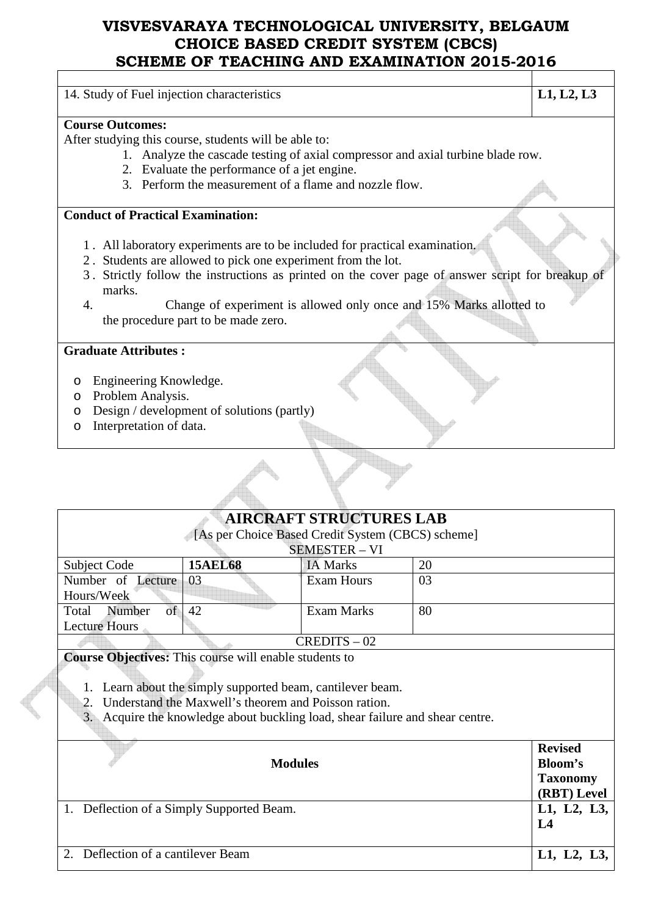| | |
|---|---|
| 14. Study of Fuel injection characteristics | **L1, L2, L3** |

**Course Outcomes:**
After studying this course, students will be able to:

1. Analyze the cascade testing of axial compressor and axial turbine blade row.
2. Evaluate the performance of a jet engine.
3. Perform the measurement of a flame and nozzle flow.

**Conduct of Practical Examination:**

1. All laboratory experiments are to be included for practical examination.
2. Students are allowed to pick one experiment from the lot.
3. Strictly follow the instructions as printed on the cover page of answer script for breakup of marks.
4. Change of experiment is allowed only once and 15% Marks allotted to the procedure part to be made zero.

**Graduate Attributes :**

- Engineering Knowledge.
- Problem Analysis.
- Design / development of solutions (partly)
- Interpretation of data.

## AIRCRAFT STRUCTURES LAB

[As per Choice Based Credit System (CBCS) scheme]
SEMESTER – VI

| | | | |
|---|---|---|---|
| Subject Code | **15AEL68** | IA Marks | 20 |
| Number of Lecture Hours/Week | 03 | Exam Hours | 03 |
| Total Number of Lecture Hours | 42 | Exam Marks | 80 |

CREDITS – 02

**Course Objectives:** This course will enable students to

1. Learn about the simply supported beam, cantilever beam.
2. Understand the Maxwell's theorem and Poisson ration.
3. Acquire the knowledge about buckling load, shear failure and shear centre.

| **Modules** | **Revised Bloom's Taxonomy (RBT) Level** |
|---|---|
| 1. Deflection of a Simply Supported Beam. | **L1, L2, L3, L4** |
| 2. Deflection of a cantilever Beam | **L1, L2, L3,** |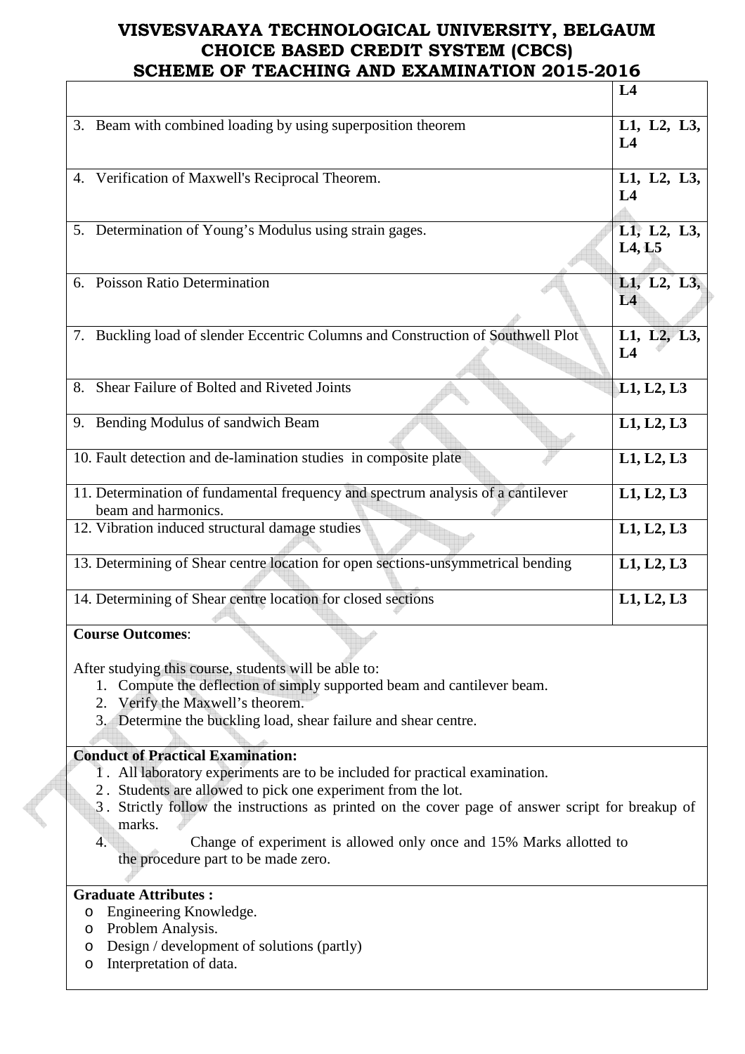| | |
|---|---|
| | L4 |
| 3. Beam with combined loading by using superposition theorem | L1, L2, L3, L4 |
| 4. Verification of Maxwell's Reciprocal Theorem. | L1, L2, L3, L4 |
| 5. Determination of Young's Modulus using strain gages. | L1, L2, L3, L4, L5 |
| 6. Poisson Ratio Determination | L1, L2, L3, L4 |
| 7. Buckling load of slender Eccentric Columns and Construction of Southwell Plot | L1, L2, L3, L4 |
| 8. Shear Failure of Bolted and Riveted Joints | L1, L2, L3 |
| 9. Bending Modulus of sandwich Beam | L1, L2, L3 |
| 10. Fault detection and de-lamination studies in composite plate | L1, L2, L3 |
| 11. Determination of fundamental frequency and spectrum analysis of a cantilever beam and harmonics. | L1, L2, L3 |
| 12. Vibration induced structural damage studies | L1, L2, L3 |
| 13. Determining of Shear centre location for open sections-unsymmetrical bending | L1, L2, L3 |
| 14. Determining of Shear centre location for closed sections | L1, L2, L3 |

**Course Outcomes**:

After studying this course, students will be able to:

1. Compute the deflection of simply supported beam and cantilever beam.
2. Verify the Maxwell's theorem.
3. Determine the buckling load, shear failure and shear centre.

**Conduct of Practical Examination:**

1. All laboratory experiments are to be included for practical examination.
2. Students are allowed to pick one experiment from the lot.
3. Strictly follow the instructions as printed on the cover page of answer script for breakup of marks.
4. Change of experiment is allowed only once and 15% Marks allotted to the procedure part to be made zero.

**Graduate Attributes :**

- Engineering Knowledge.
- Problem Analysis.
- Design / development of solutions (partly)
- Interpretation of data.